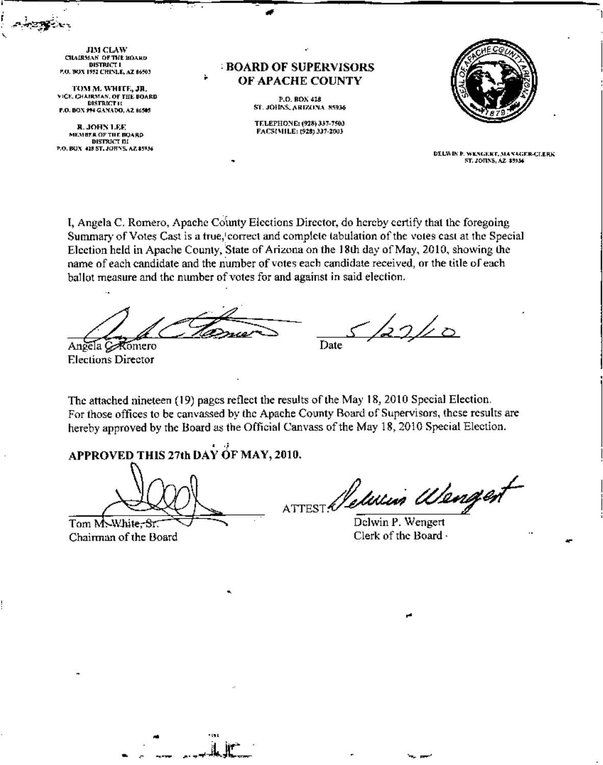JIM CLAW
CHAIRMAN OF THE BOARD
DISTRICT I
P.O. BOX 1952 CHINLE, AZ 86503

TOM M. WHITE, JR.
VICE CHAIRMAN, OF THE BOARD
DISTRICT II
P.O. BOX 994 GANADO, AZ 86505

R. JOHN LEE
MEMBER OF THE BOARD
DISTRICT III
P.O. BOX 428 ST. JOHNS, AZ 85936

# BOARD OF SUPERVISORS OF APACHE COUNTY

P.O. BOX 428
ST. JOHNS, ARIZONA 85936

TELEPHONE: (928) 337-7503
FACSIMILE: (928) 337-2003

DELWIN P. WENGERT, MANAGER-CLERK
ST. JOHNS, AZ 85936

I, Angela C. Romero, Apache County Elections Director, do hereby certify that the foregoing Summary of Votes Cast is a true, correct and complete tabulation of the votes cast at the Special Election held in Apache County, State of Arizona on the 18th day of May, 2010, showing the name of each candidate and the number of votes each candidate received, or the title of each ballot measure and the number of votes for and against in said election.

Angela C. Romero
Elections Director

Date 5/27/10

The attached nineteen (19) pages reflect the results of the May 18, 2010 Special Election. For those offices to be canvassed by the Apache County Board of Supervisors, these results are hereby approved by the Board as the Official Canvass of the May 18, 2010 Special Election.

**APPROVED THIS 27th DAY OF MAY, 2010.**

Tom M. White, Sr.
Chairman of the Board

ATTEST:
Delwin P. Wengert
Clerk of the Board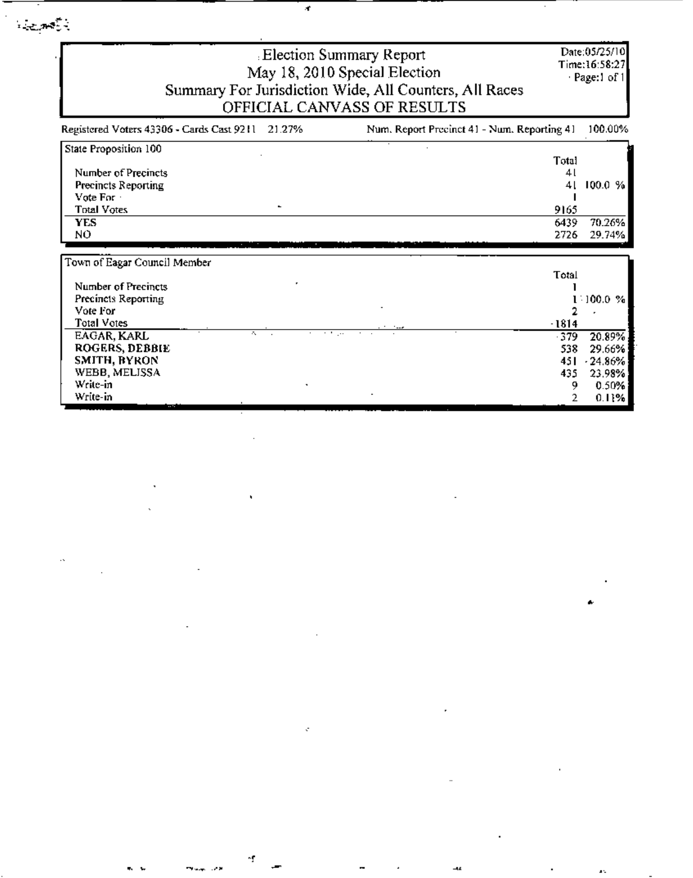# Election Summary Report

## May 18, 2010 Special Election

## Summary For Jurisdiction Wide, All Counters, All Races

## OFFICIAL CANVASS OF RESULTS

Date:05/25/10
Time:16:58:27
Page:1 of 1

Registered Voters 43306 - Cards Cast 9211 21.27%

Num. Report Precinct 41 - Num. Reporting 41 100.00%

| State Proposition 100 | Total | |
|---|---|---|
| Number of Precincts | 41 | |
| Precincts Reporting | 41 | 100.0 % |
| Vote For | 1 | |
| Total Votes | 9165 | |
| **YES** | 6439 | 70.26% |
| NO | 2726 | 29.74% |

| Town of Eagar Council Member | Total | |
|---|---|---|
| Number of Precincts | 1 | |
| Precincts Reporting | 1 | 100.0 % |
| Vote For | 2 | |
| Total Votes | 1814 | |
| EAGAR, KARL | 379 | 20.89% |
| **ROGERS, DEBBIE** | 538 | 29.66% |
| **SMITH, BYRON** | 451 | 24.86% |
| WEBB, MELISSA | 435 | 23.98% |
| Write-in | 9 | 0.50% |
| Write-in | 2 | 0.11% |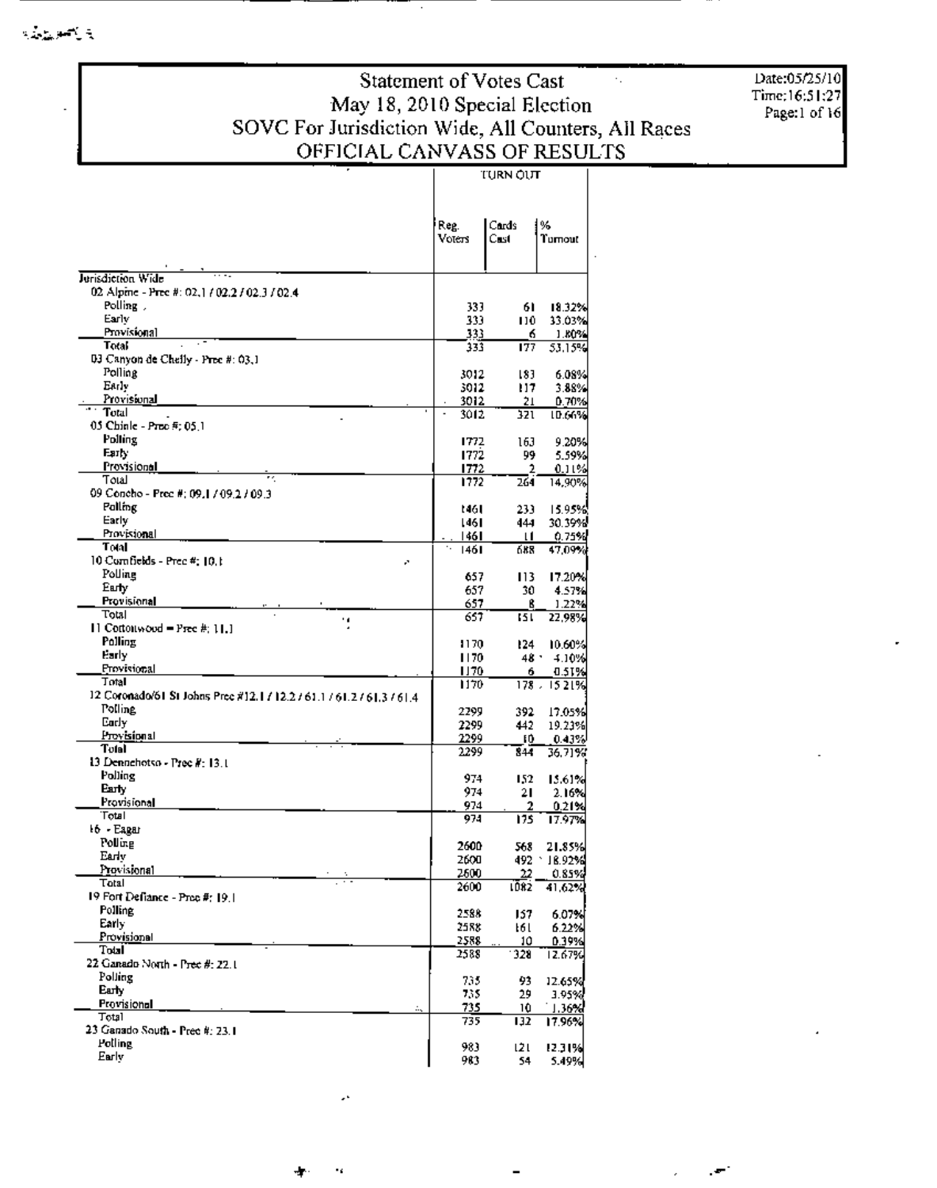# Statement of Votes Cast
## May 18, 2010 Special Election
## SOVC For Jurisdiction Wide, All Counters, All Races
## OFFICIAL CANVASS OF RESULTS

Date:05/25/10
Time:16:51:27

| | TURN OUT | | |
|---|---|---|---|
| | Reg. Voters | Cards Cast | % Turnout |
| **Jurisdiction Wide** | | | |
| 02 Alpine - Prec #: 02.1 / 02.2 / 02.3 / 02.4 | | | |
| Polling | 333 | 61 | 18.32% |
| Early | 333 | 110 | 33.03% |
| Provisional | 333 | 6 | 1.80% |
| Total | 333 | 177 | 53.15% |
| 03 Canyon de Chelly - Prec #: 03.1 | | | |
| Polling | 3012 | 183 | 6.08% |
| Early | 3012 | 117 | 3.88% |
| Provisional | 3012 | 21 | 0.70% |
| Total | 3012 | 321 | 10.66% |
| 05 Chinle - Prec #: 05.1 | | | |
| Polling | 1772 | 163 | 9.20% |
| Early | 1772 | 99 | 5.59% |
| Provisional | 1772 | 2 | 0.11% |
| Total | 1772 | 264 | 14.90% |
| 09 Concho - Prec #: 09.1 / 09.2 / 09.3 | | | |
| Polling | 1461 | 233 | 15.95% |
| Early | 1461 | 444 | 30.39% |
| Provisional | 1461 | 11 | 0.75% |
| Total | 1461 | 688 | 47.09% |
| 10 Cornfields - Prec #: 10.1 | | | |
| Polling | 657 | 113 | 17.20% |
| Early | 657 | 30 | 4.57% |
| Provisional | 657 | 8 | 1.22% |
| Total | 657 | 151 | 22.98% |
| 11 Cottonwood - Prec #: 11.1 | | | |
| Polling | 1170 | 124 | 10.60% |
| Early | 1170 | 48 | 4.10% |
| Provisional | 1170 | 6 | 0.51% |
| Total | 1170 | 178 | 15.21% |
| 12 Coronado/61 St Johns Prec #12.1 / 12.2 / 61.1 / 61.2 / 61.3 / 61.4 | | | |
| Polling | 2299 | 392 | 17.05% |
| Early | 2299 | 442 | 19.23% |
| Provisional | 2299 | 10 | 0.43% |
| Total | 2299 | 844 | 36.71% |
| 13 Dennehotso - Prec #: 13.1 | | | |
| Polling | 974 | 152 | 15.61% |
| Early | 974 | 21 | 2.16% |
| Provisional | 974 | 2 | 0.21% |
| Total | 974 | 175 | 17.97% |
| 16 - Eagar | | | |
| Polling | 2600 | 568 | 21.85% |
| Early | 2600 | 492 | 18.92% |
| Provisional | 2600 | 22 | 0.85% |
| Total | 2600 | 1082 | 41.62% |
| 19 Fort Defiance - Prec #: 19.1 | | | |
| Polling | 2588 | 157 | 6.07% |
| Early | 2588 | 161 | 6.22% |
| Provisional | 2588 | 10 | 0.39% |
| Total | 2588 | 328 | 12.67% |
| 22 Ganado North - Prec #: 22.1 | | | |
| Polling | 735 | 93 | 12.65% |
| Early | 735 | 29 | 3.95% |
| Provisional | 735 | 10 | 1.36% |
| Total | 735 | 132 | 17.96% |
| 23 Ganado South - Prec #: 23.1 | | | |
| Polling | 983 | 121 | 12.31% |
| Early | 983 | 54 | 5.49% |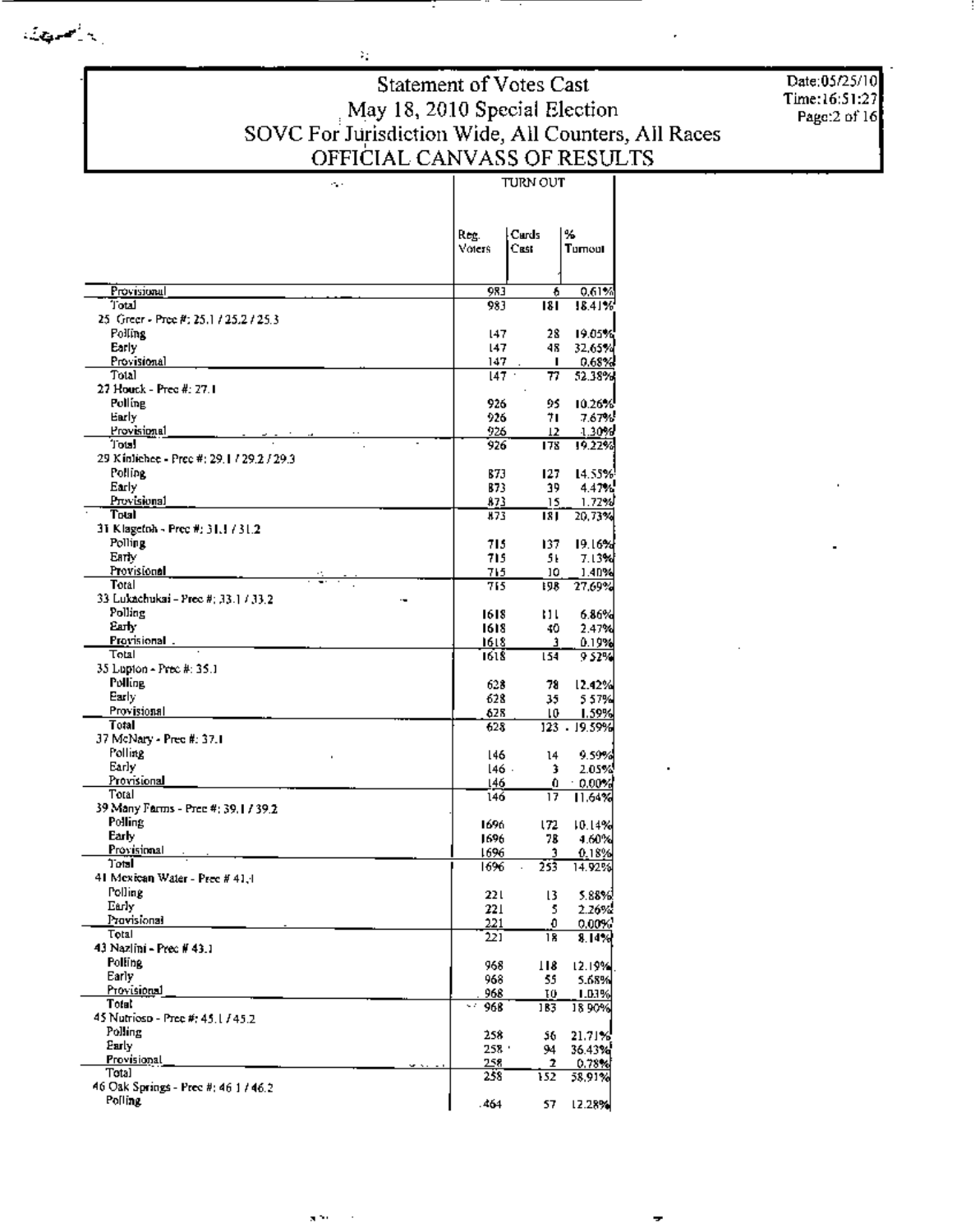# Statement of Votes Cast
## May 18, 2010 Special Election
## SOVC For Jurisdiction Wide, All Counters, All Races
## OFFICIAL CANVASS OF RESULTS

Date:05/25/10
Time:16:51:27

| | TURN OUT | | |
|---|---|---|---|
| | Reg. Voters | Cards Cast | % Turnout |
| Provisional | 983 | 6 | 0.61% |
| Total | 983 | 181 | 18.41% |
| **25 Greer - Prec #: 25.1 / 25.2 / 25.3** | | | |
| Polling | 147 | 28 | 19.05% |
| Early | 147 | 48 | 32.65% |
| Provisional | 147 | 1 | 0.68% |
| Total | 147 | 77 | 52.38% |
| **27 Houck - Prec #: 27.1** | | | |
| Polling | 926 | 95 | 10.26% |
| Early | 926 | 71 | 7.67% |
| Provisional | 926 | 12 | 1.30% |
| Total | 926 | 178 | 19.22% |
| **29 Kinlichee - Prec #: 29.1 / 29.2 / 29.3** | | | |
| Polling | 873 | 127 | 14.55% |
| Early | 873 | 39 | 4.47% |
| Provisional | 873 | 15 | 1.72% |
| Total | 873 | 181 | 20.73% |
| **31 Klagetoh - Prec #: 31.1 / 31.2** | | | |
| Polling | 715 | 137 | 19.16% |
| Early | 715 | 51 | 7.13% |
| Provisional | 715 | 10 | 1.40% |
| Total | 715 | 198 | 27.69% |
| **33 Lukachukai - Prec #: 33.1 / 33.2** | | | |
| Polling | 1618 | 111 | 6.86% |
| Early | 1618 | 40 | 2.47% |
| Provisional | 1618 | 3 | 0.19% |
| Total | 1618 | 154 | 9.52% |
| **35 Lupton - Prec #: 35.1** | | | |
| Polling | 628 | 78 | 12.42% |
| Early | 628 | 35 | 5.57% |
| Provisional | 628 | 10 | 1.59% |
| Total | 628 | 123 | 19.59% |
| **37 McNary - Prec #: 37.1** | | | |
| Polling | 146 | 14 | 9.59% |
| Early | 146 | 3 | 2.05% |
| Provisional | 146 | 0 | 0.00% |
| Total | 146 | 17 | 11.64% |
| **39 Many Farms - Prec #: 39.1 / 39.2** | | | |
| Polling | 1696 | 172 | 10.14% |
| Early | 1696 | 78 | 4.60% |
| Provisional | 1696 | 3 | 0.18% |
| Total | 1696 | 253 | 14.92% |
| **41 Mexican Water - Prec # 41.1** | | | |
| Polling | 221 | 13 | 5.88% |
| Early | 221 | 5 | 2.26% |
| Provisional | 221 | 0 | 0.00% |
| Total | 221 | 18 | 8.14% |
| **43 Nazlini - Prec # 43.1** | | | |
| Polling | 968 | 118 | 12.19% |
| Early | 968 | 55 | 5.68% |
| Provisional | 968 | 10 | 1.03% |
| Total | 968 | 183 | 18.90% |
| **45 Nutrioso - Prec #: 45.1 / 45.2** | | | |
| Polling | 258 | 56 | 21.71% |
| Early | 258 | 94 | 36.43% |
| Provisional | 258 | 2 | 0.78% |
| Total | 258 | 152 | 58.91% |
| **46 Oak Springs - Prec #: 46.1 / 46.2** | | | |
| Polling | 464 | 57 | 12.28% |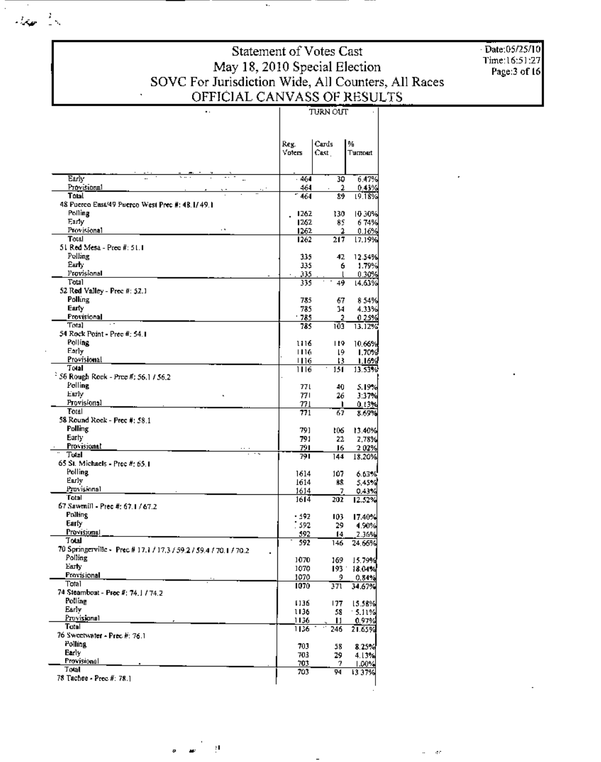# Statement of Votes Cast
## May 18, 2010 Special Election
## SOVC For Jurisdiction Wide, All Counters, All Races
## OFFICIAL CANVASS OF RESULTS

Date:05/25/10
Time:16:51:27

| | TURN OUT | | |
|---|---|---|---|
| | Reg. Voters | Cards Cast | % Turnout |
| Early | 464 | 30 | 6.47% |
| Provisional | 464 | 2 | 0.43% |
| Total | 464 | 89 | 19.18% |
| 48 Puerco East/49 Puerco West Prec #: 48.1/ 49.1 | | | |
| Polling | 1262 | 130 | 10.30% |
| Early | 1262 | 85 | 6.74% |
| Provisional | 1262 | 2 | 0.16% |
| Total | 1262 | 217 | 17.19% |
| 51 Red Mesa - Prec #: 51.1 | | | |
| Polling | 335 | 42 | 12.54% |
| Early | 335 | 6 | 1.79% |
| Provisional | 335 | 1 | 0.30% |
| Total | 335 | 49 | 14.63% |
| 52 Red Valley - Prec #: 52.1 | | | |
| Polling | 785 | 67 | 8.54% |
| Early | 785 | 34 | 4.33% |
| Provisional | 785 | 2 | 0.25% |
| Total | 785 | 103 | 13.12% |
| 54 Rock Point - Prec #: 54.1 | | | |
| Polling | 1116 | 119 | 10.66% |
| Early | 1116 | 19 | 1.70% |
| Provisional | 1116 | 13 | 1.16% |
| Total | 1116 | 151 | 13.53% |
| 56 Rough Rock - Prec #: 56.1 / 56.2 | | | |
| Polling | 771 | 40 | 5.19% |
| Early | 771 | 26 | 3.37% |
| Provisional | 771 | 1 | 0.13% |
| Total | 771 | 67 | 8.69% |
| 58 Round Rock - Prec #: 58.1 | | | |
| Polling | 791 | 106 | 13.40% |
| Early | 791 | 22 | 2.78% |
| Provisional | 791 | 16 | 2.02% |
| Total | 791 | 144 | 18.20% |
| 65 St. Michaels - Prec #: 65.1 | | | |
| Polling | 1614 | 107 | 6.63% |
| Early | 1614 | 88 | 5.45% |
| Provisional | 1614 | 7 | 0.43% |
| Total | 1614 | 202 | 12.52% |
| 67 Sawmill - Prec #: 67.1 / 67.2 | | | |
| Polling | 592 | 103 | 17.40% |
| Early | 592 | 29 | 4.90% |
| Provisional | 592 | 14 | 2.36% |
| Total | 592 | 146 | 24.66% |
| 70 Springerville - Prec # 17.1 / 17.3 / 59.2 / 59.4 / 70.1 / 70.2 | | | |
| Polling | 1070 | 169 | 15.79% |
| Early | 1070 | 193 | 18.04% |
| Provisional | 1070 | 9 | 0.84% |
| Total | 1070 | 371 | 34.67% |
| 74 Steamboat - Prec #: 74.1 / 74.2 | | | |
| Polling | 1136 | 177 | 15.58% |
| Early | 1136 | 58 | 5.11% |
| Provisional | 1136 | 11 | 0.97% |
| Total | 1136 | 246 | 21.65% |
| 76 Sweetwater - Prec #: 76.1 | | | |
| Polling | 703 | 58 | 8.25% |
| Early | 703 | 29 | 4.13% |
| Provisional | 703 | 7 | 1.00% |
| Total | 703 | 94 | 13.37% |
| 78 Tachee - Prec #: 78.1 | | | |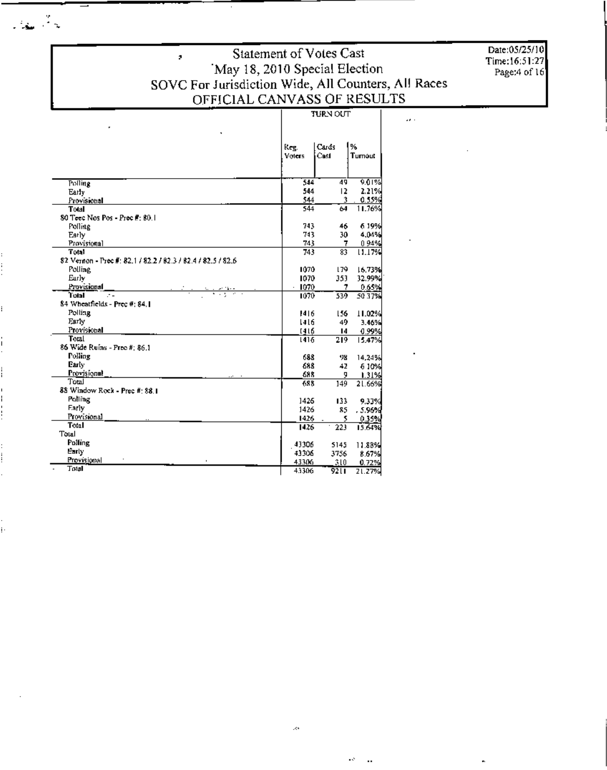# Statement of Votes Cast
## May 18, 2010 Special Election
## SOVC For Jurisdiction Wide, All Counters, All Races
## OFFICIAL CANVASS OF RESULTS

Date:05/25/10
Time:16:51:27

| | TURN OUT | | |
|---|---|---|---|
| | Reg. Voters | Cards Cast | % Turnout |
| Polling | 544 | 49 | 9.01% |
| Early | 544 | 12 | 2.21% |
| Provisional | 544 | 3 | 0.55% |
| Total | 544 | 64 | 11.76% |
| **80 Teec Nos Pos - Prec #: 80.1** | | | |
| Polling | 743 | 46 | 6.19% |
| Early | 743 | 30 | 4.04% |
| Provisional | 743 | 7 | 0.94% |
| Total | 743 | 83 | 11.17% |
| **82 Vernon - Prec #: 82.1 / 82.2 / 82.3 / 82.4 / 82.5 / 82.6** | | | |
| Polling | 1070 | 179 | 16.73% |
| Early | 1070 | 353 | 32.99% |
| Provisional | 1070 | 7 | 0.65% |
| Total | 1070 | 539 | 50.37% |
| **84 Wheatfields - Prec #: 84.1** | | | |
| Polling | 1416 | 156 | 11.02% |
| Early | 1416 | 49 | 3.46% |
| Provisional | 1416 | 14 | 0.99% |
| Total | 1416 | 219 | 15.47% |
| **86 Wide Ruins - Prec #: 86.1** | | | |
| Polling | 688 | 98 | 14.24% |
| Early | 688 | 42 | 6.10% |
| Provisional | 688 | 9 | 1.31% |
| Total | 688 | 149 | 21.66% |
| **88 Window Rock - Prec #: 88.1** | | | |
| Polling | 1426 | 133 | 9.33% |
| Early | 1426 | 85 | 5.96% |
| Provisional | 1426 | 5 | 0.35% |
| Total | 1426 | 223 | 15.64% |
| **Total** | | | |
| Polling | 43306 | 5145 | 11.88% |
| Early | 43306 | 3756 | 8.67% |
| Provisional | 43306 | 310 | 0.72% |
| Total | 43306 | 9211 | 21.27% |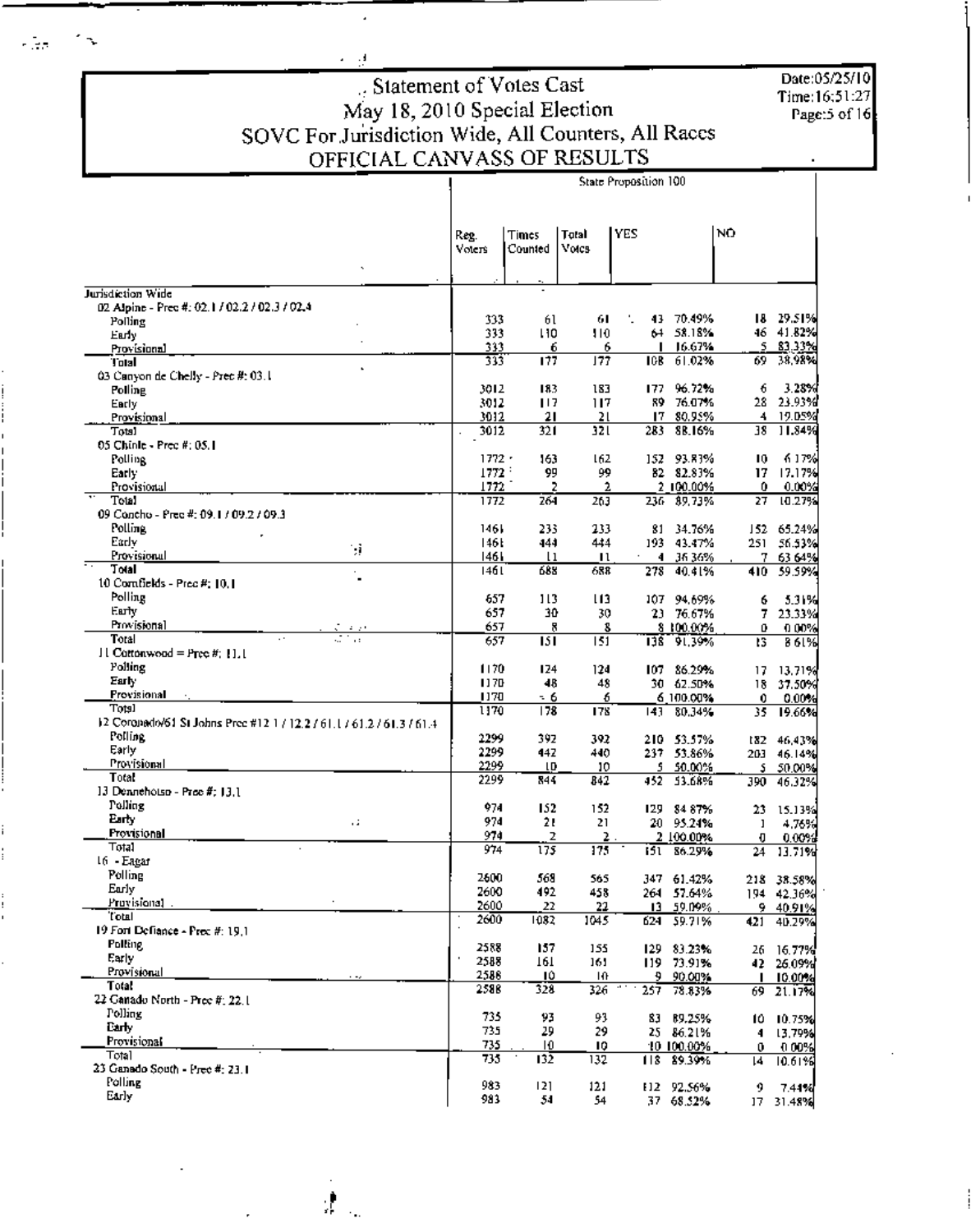# Statement of Votes Cast
## May 18, 2010 Special Election
## SOVC For Jurisdiction Wide, All Counters, All Races
## OFFICIAL CANVASS OF RESULTS

Date:05/25/10
Time:16:51:27

State Proposition 100

| | Reg. Voters | Times Counted | Total Votes | YES | | NO | |
|---|---|---|---|---|---|---|---|
| **Jurisdiction Wide** | | | | | | | |
| 02 Alpine - Prec #: 02.1 / 02.2 / 02.3 / 02.4 | | | | | | | |
| Polling | 333 | 61 | 61 | 43 | 70.49% | 18 | 29.51% |
| Early | 333 | 110 | 110 | 64 | 58.18% | 46 | 41.82% |
| Provisional | 333 | 6 | 6 | 1 | 16.67% | 5 | 83.33% |
| Total | 333 | 177 | 177 | 108 | 61.02% | 69 | 38.98% |
| 03 Canyon de Chelly - Prec #: 03.1 | | | | | | | |
| Polling | 3012 | 183 | 183 | 177 | 96.72% | 6 | 3.28% |
| Early | 3012 | 117 | 117 | 89 | 76.07% | 28 | 23.93% |
| Provisional | 3012 | 21 | 21 | 17 | 80.95% | 4 | 19.05% |
| Total | 3012 | 321 | 321 | 283 | 88.16% | 38 | 11.84% |
| 05 Chinle - Prec #: 05.1 | | | | | | | |
| Polling | 1772 | 163 | 162 | 152 | 93.83% | 10 | 6.17% |
| Early | 1772 | 99 | 99 | 82 | 82.83% | 17 | 17.17% |
| Provisional | 1772 | 2 | 2 | 2 | 100.00% | 0 | 0.00% |
| Total | 1772 | 264 | 263 | 236 | 89.73% | 27 | 10.27% |
| 09 Concho - Prec #: 09.1 / 09.2 / 09.3 | | | | | | | |
| Polling | 1461 | 233 | 233 | 81 | 34.76% | 152 | 65.24% |
| Early | 1461 | 444 | 444 | 193 | 43.47% | 251 | 56.53% |
| Provisional | 1461 | 11 | 11 | 4 | 36.36% | 7 | 63.64% |
| Total | 1461 | 688 | 688 | 278 | 40.41% | 410 | 59.59% |
| 10 Cornfields - Prec #: 10.1 | | | | | | | |
| Polling | 657 | 113 | 113 | 107 | 94.69% | 6 | 5.31% |
| Early | 657 | 30 | 30 | 23 | 76.67% | 7 | 23.33% |
| Provisional | 657 | 8 | 8 | 8 | 100.00% | 0 | 0.00% |
| Total | 657 | 151 | 151 | 138 | 91.39% | 13 | 8.61% |
| 11 Cottonwood = Prec #: 11.1 | | | | | | | |
| Polling | 1170 | 124 | 124 | 107 | 86.29% | 17 | 13.71% |
| Early | 1170 | 48 | 48 | 30 | 62.50% | 18 | 37.50% |
| Provisional | 1170 | 6 | 6 | 6 | 100.00% | 0 | 0.00% |
| Total | 1170 | 178 | 178 | 143 | 80.34% | 35 | 19.66% |
| 12 Coronado/61 St Johns Prec #12.1 / 12.2 / 61.1 / 61.2 / 61.3 / 61.4 | | | | | | | |
| Polling | 2299 | 392 | 392 | 210 | 53.57% | 182 | 46.43% |
| Early | 2299 | 442 | 440 | 237 | 53.86% | 203 | 46.14% |
| Provisional | 2299 | 10 | 10 | 5 | 50.00% | 5 | 50.00% |
| Total | 2299 | 844 | 842 | 452 | 53.68% | 390 | 46.32% |
| 13 Dennehotso - Prec #: 13.1 | | | | | | | |
| Polling | 974 | 152 | 152 | 129 | 84.87% | 23 | 15.13% |
| Early | 974 | 21 | 21 | 20 | 95.24% | 1 | 4.76% |
| Provisional | 974 | 2 | 2 | 2 | 100.00% | 0 | 0.00% |
| Total | 974 | 175 | 175 | 151 | 86.29% | 24 | 13.71% |
| 16 - Eagar | | | | | | | |
| Polling | 2600 | 568 | 565 | 347 | 61.42% | 218 | 38.58% |
| Early | 2600 | 492 | 458 | 264 | 57.64% | 194 | 42.36% |
| Provisional | 2600 | 22 | 22 | 13 | 59.09% | 9 | 40.91% |
| Total | 2600 | 1082 | 1045 | 624 | 59.71% | 421 | 40.29% |
| 19 Fort Defiance - Prec #: 19.1 | | | | | | | |
| Polling | 2588 | 157 | 155 | 129 | 83.23% | 26 | 16.77% |
| Early | 2588 | 161 | 161 | 119 | 73.91% | 42 | 26.09% |
| Provisional | 2588 | 10 | 10 | 9 | 90.00% | 1 | 10.00% |
| Total | 2588 | 328 | 326 | 257 | 78.83% | 69 | 21.17% |
| 22 Ganado North - Prec #: 22.1 | | | | | | | |
| Polling | 735 | 93 | 93 | 83 | 89.25% | 10 | 10.75% |
| Early | 735 | 29 | 29 | 25 | 86.21% | 4 | 13.79% |
| Provisional | 735 | 10 | 10 | 10 | 100.00% | 0 | 0.00% |
| Total | 735 | 132 | 132 | 118 | 89.39% | 14 | 10.61% |
| 23 Ganado South - Prec #: 23.1 | | | | | | | |
| Polling | 983 | 121 | 121 | 112 | 92.56% | 9 | 7.44% |
| Early | 983 | 54 | 54 | 37 | 68.52% | 17 | 31.48% |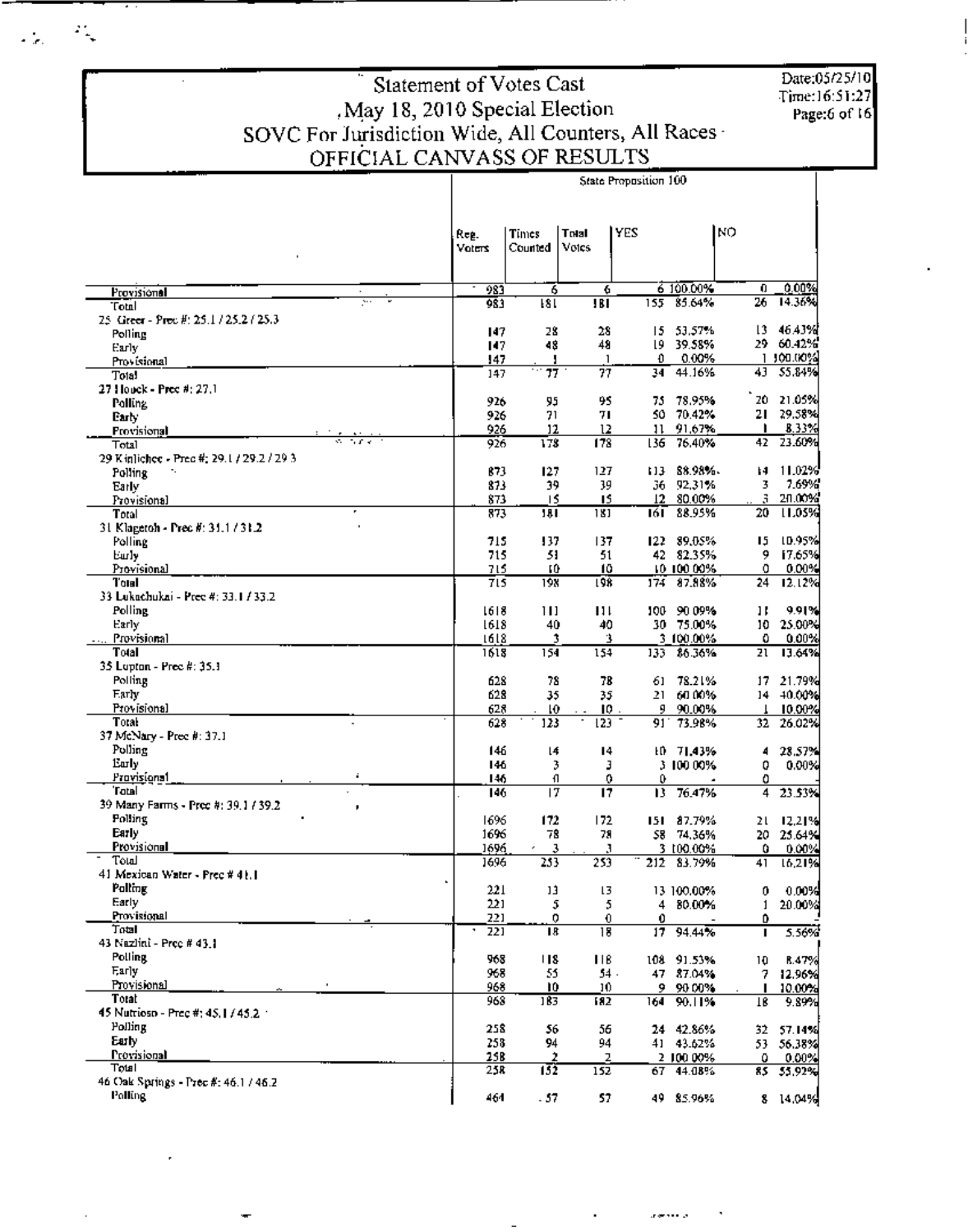# Statement of Votes Cast
## May 18, 2010 Special Election
## SOVC For Jurisdiction Wide, All Counters, All Races
## OFFICIAL CANVASS OF RESULTS

Date:05/25/10
Time:16:51:27
Page:6 of 16

| | | | | State Proposition 100 | | | |
|---|---|---|---|---|---|---|---|
| | Reg. Voters | Times Counted | Total Votes | YES | | NO | |
| Provisional | 983 | 6 | 6 | 6 | 100.00% | 0 | 0.00% |
| Total | 983 | 181 | 181 | 155 | 85.64% | 26 | 14.36% |
| **25 Greer - Prec #: 25.1 / 25.2 / 25.3** | | | | | | | |
| Polling | 147 | 28 | 28 | 15 | 53.57% | 13 | 46.43% |
| Early | 147 | 48 | 48 | 19 | 39.58% | 29 | 60.42% |
| Provisional | 147 | 1 | 1 | 0 | 0.00% | 1 | 100.00% |
| Total | 147 | 77 | 77 | 34 | 44.16% | 43 | 55.84% |
| **27 Houck - Prec #: 27.1** | | | | | | | |
| Polling | 926 | 95 | 95 | 75 | 78.95% | 20 | 21.05% |
| Early | 926 | 71 | 71 | 50 | 70.42% | 21 | 29.58% |
| Provisional | 926 | 12 | 12 | 11 | 91.67% | 1 | 8.33% |
| Total | 926 | 178 | 178 | 136 | 76.40% | 42 | 23.60% |
| **29 Kinlichee - Prec #: 29.1 / 29.2 / 29.3** | | | | | | | |
| Polling | 873 | 127 | 127 | 113 | 88.98% | 14 | 11.02% |
| Early | 873 | 39 | 39 | 36 | 92.31% | 3 | 7.69% |
| Provisional | 873 | 15 | 15 | 12 | 80.00% | 3 | 20.00% |
| Total | 873 | 181 | 181 | 161 | 88.95% | 20 | 11.05% |
| **31 Klagetoh - Prec #: 31.1 / 31.2** | | | | | | | |
| Polling | 715 | 137 | 137 | 122 | 89.05% | 15 | 10.95% |
| Early | 715 | 51 | 51 | 42 | 82.35% | 9 | 17.65% |
| Provisional | 715 | 10 | 10 | 10 | 100.00% | 0 | 0.00% |
| Total | 715 | 198 | 198 | 174 | 87.88% | 24 | 12.12% |
| **33 Lukachukai - Prec #: 33.1 / 33.2** | | | | | | | |
| Polling | 1618 | 111 | 111 | 100 | 90.09% | 11 | 9.91% |
| Early | 1618 | 40 | 40 | 30 | 75.00% | 10 | 25.00% |
| Provisional | 1618 | 3 | 3 | 3 | 100.00% | 0 | 0.00% |
| Total | 1618 | 154 | 154 | 133 | 86.36% | 21 | 13.64% |
| **35 Lupton - Prec #: 35.1** | | | | | | | |
| Polling | 628 | 78 | 78 | 61 | 78.21% | 17 | 21.79% |
| Early | 628 | 35 | 35 | 21 | 60.00% | 14 | 40.00% |
| Provisional | 628 | 10 | 10 | 9 | 90.00% | 1 | 10.00% |
| Total | 628 | 123 | 123 | 91 | 73.98% | 32 | 26.02% |
| **37 McNary - Prec #: 37.1** | | | | | | | |
| Polling | 146 | 14 | 14 | 10 | 71.43% | 4 | 28.57% |
| Early | 146 | 3 | 3 | 3 | 100.00% | 0 | 0.00% |
| Provisional | 146 | 0 | 0 | 0 | - | 0 | - |
| Total | 146 | 17 | 17 | 13 | 76.47% | 4 | 23.53% |
| **39 Many Farms - Prec #: 39.1 / 39.2** | | | | | | | |
| Polling | 1696 | 172 | 172 | 151 | 87.79% | 21 | 12.21% |
| Early | 1696 | 78 | 78 | 58 | 74.36% | 20 | 25.64% |
| Provisional | 1696 | 3 | 3 | 3 | 100.00% | 0 | 0.00% |
| Total | 1696 | 253 | 253 | 212 | 83.79% | 41 | 16.21% |
| **41 Mexican Water - Prec # 41.1** | | | | | | | |
| Polling | 221 | 13 | 13 | 13 | 100.00% | 0 | 0.00% |
| Early | 221 | 5 | 5 | 4 | 80.00% | 1 | 20.00% |
| Provisional | 221 | 0 | 0 | 0 | - | 0 | - |
| Total | 221 | 18 | 18 | 17 | 94.44% | 1 | 5.56% |
| **43 Nazlini - Prec # 43.1** | | | | | | | |
| Polling | 968 | 118 | 118 | 108 | 91.53% | 10 | 8.47% |
| Early | 968 | 55 | 54 | 47 | 87.04% | 7 | 12.96% |
| Provisional | 968 | 10 | 10 | 9 | 90.00% | 1 | 10.00% |
| Total | 968 | 183 | 182 | 164 | 90.11% | 18 | 9.89% |
| **45 Nutrioso - Prec #: 45.1 / 45.2** | | | | | | | |
| Polling | 258 | 56 | 56 | 24 | 42.86% | 32 | 57.14% |
| Early | 258 | 94 | 94 | 41 | 43.62% | 53 | 56.38% |
| Provisional | 258 | 2 | 2 | 2 | 100.00% | 0 | 0.00% |
| Total | 258 | 152 | 152 | 67 | 44.08% | 85 | 55.92% |
| **46 Oak Springs - Prec #: 46.1 / 46.2** | | | | | | | |
| Polling | 464 | 57 | 57 | 49 | 85.96% | 8 | 14.04% |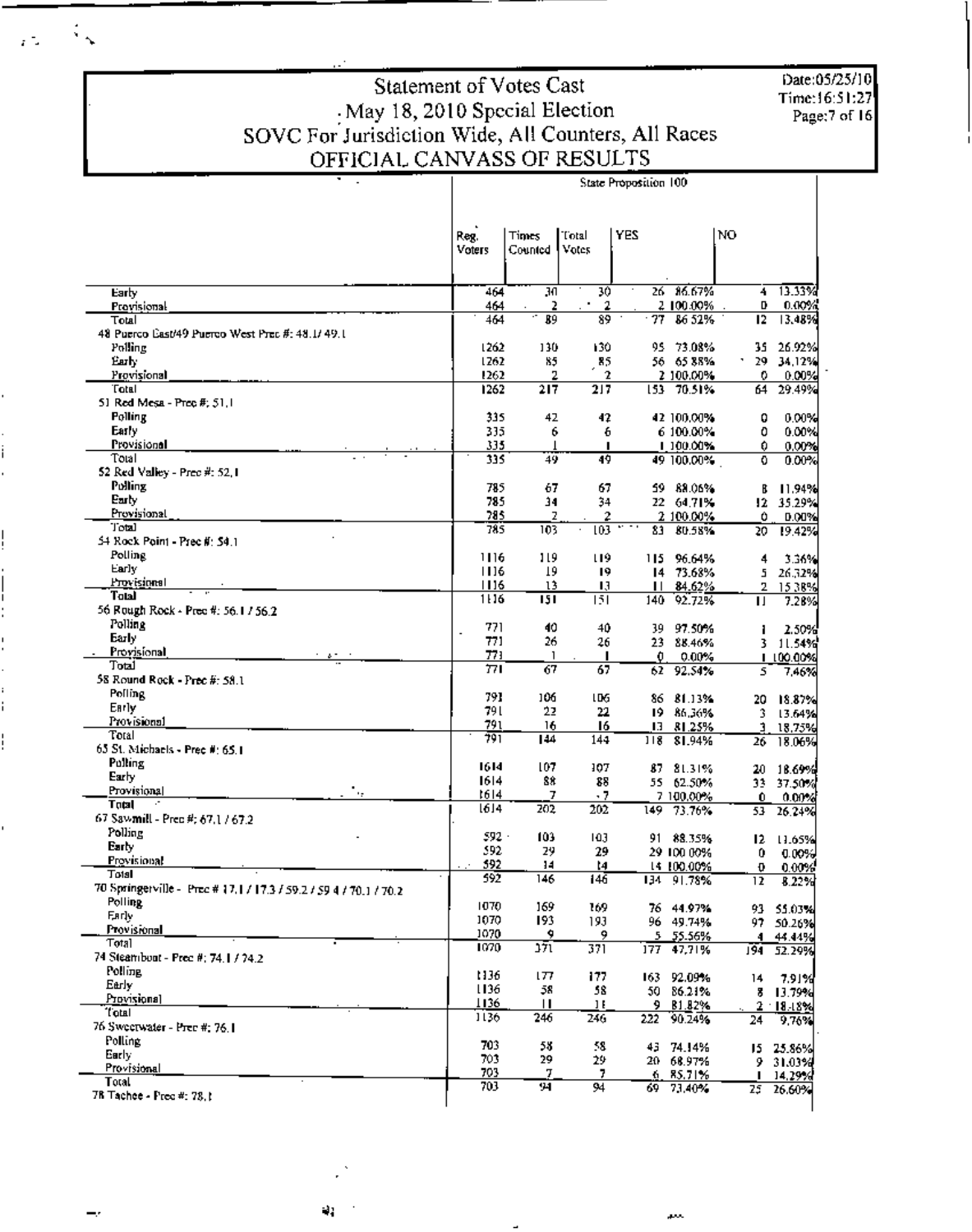# Statement of Votes Cast
## May 18, 2010 Special Election
## SOVC For Jurisdiction Wide, All Counters, All Races
## OFFICIAL CANVASS OF RESULTS

Date:05/25/10
Time:16:51:27

State Proposition 100

| | Reg. Voters | Times Counted | Total Votes | YES | | NO | |
|---|---|---|---|---|---|---|---|
| Early | 464 | 30 | 30 | 26 | 86.67% | 4 | 13.33% |
| Provisional | 464 | 2 | 2 | 2 | 100.00% | 0 | 0.00% |
| Total | 464 | 89 | 89 | 77 | 86.52% | 12 | 13.48% |
| 48 Puerco East/49 Puerco West Prec #: 48.1 / 49.1 | | | | | | | |
| Polling | 1262 | 130 | 130 | 95 | 73.08% | 35 | 26.92% |
| Early | 1262 | 85 | 85 | 56 | 65.88% | 29 | 34.12% |
| Provisional | 1262 | 2 | 2 | 2 | 100.00% | 0 | 0.00% |
| Total | 1262 | 217 | 217 | 153 | 70.51% | 64 | 29.49% |
| 51 Red Mesa - Prec #: 51.1 | | | | | | | |
| Polling | 335 | 42 | 42 | 42 | 100.00% | 0 | 0.00% |
| Early | 335 | 6 | 6 | 6 | 100.00% | 0 | 0.00% |
| Provisional | 335 | 1 | 1 | 1 | 100.00% | 0 | 0.00% |
| Total | 335 | 49 | 49 | 49 | 100.00% | 0 | 0.00% |
| 52 Red Valley - Prec #: 52.1 | | | | | | | |
| Polling | 785 | 67 | 67 | 59 | 88.06% | 8 | 11.94% |
| Early | 785 | 34 | 34 | 22 | 64.71% | 12 | 35.29% |
| Provisional | 785 | 2 | 2 | 2 | 100.00% | 0 | 0.00% |
| Total | 785 | 103 | 103 | 83 | 80.58% | 20 | 19.42% |
| 54 Rock Point - Prec #: 54.1 | | | | | | | |
| Polling | 1116 | 119 | 119 | 115 | 96.64% | 4 | 3.36% |
| Early | 1116 | 19 | 19 | 14 | 73.68% | 5 | 26.32% |
| Provisional | 1116 | 13 | 13 | 11 | 84.62% | 2 | 15.38% |
| Total | 1116 | 151 | 151 | 140 | 92.72% | 11 | 7.28% |
| 56 Rough Rock - Prec #: 56.1 / 56.2 | | | | | | | |
| Polling | 771 | 40 | 40 | 39 | 97.50% | 1 | 2.50% |
| Early | 771 | 26 | 26 | 23 | 88.46% | 3 | 11.54% |
| Provisional | 771 | 1 | 1 | 0 | 0.00% | 1 | 100.00% |
| Total | 771 | 67 | 67 | 62 | 92.54% | 5 | 7.46% |
| 58 Round Rock - Prec #: 58.1 | | | | | | | |
| Polling | 791 | 106 | 106 | 86 | 81.13% | 20 | 18.87% |
| Early | 791 | 22 | 22 | 19 | 86.36% | 3 | 13.64% |
| Provisional | 791 | 16 | 16 | 13 | 81.25% | 3 | 18.75% |
| Total | 791 | 144 | 144 | 118 | 81.94% | 26 | 18.06% |
| 65 St. Michaels - Prec #: 65.1 | | | | | | | |
| Polling | 1614 | 107 | 107 | 87 | 81.31% | 20 | 18.69% |
| Early | 1614 | 88 | 88 | 55 | 62.50% | 33 | 37.50% |
| Provisional | 1614 | 7 | 7 | 7 | 100.00% | 0 | 0.00% |
| Total | 1614 | 202 | 202 | 149 | 73.76% | 53 | 26.24% |
| 67 Sawmill - Prec #: 67.1 / 67.2 | | | | | | | |
| Polling | 592 | 103 | 103 | 91 | 88.35% | 12 | 11.65% |
| Early | 592 | 29 | 29 | 29 | 100.00% | 0 | 0.00% |
| Provisional | 592 | 14 | 14 | 14 | 100.00% | 0 | 0.00% |
| Total | 592 | 146 | 146 | 134 | 91.78% | 12 | 8.22% |
| 70 Springerville - Prec # 17.1 / 17.3 / 59.2 / 59.4 / 70.1 / 70.2 | | | | | | | |
| Polling | 1070 | 169 | 169 | 76 | 44.97% | 93 | 55.03% |
| Early | 1070 | 193 | 193 | 96 | 49.74% | 97 | 50.26% |
| Provisional | 1070 | 9 | 9 | 5 | 55.56% | 4 | 44.44% |
| Total | 1070 | 371 | 371 | 177 | 47.71% | 194 | 52.29% |
| 74 Steamboat - Prec #: 74.1 / 74.2 | | | | | | | |
| Polling | 1136 | 177 | 177 | 163 | 92.09% | 14 | 7.91% |
| Early | 1136 | 58 | 58 | 50 | 86.21% | 8 | 13.79% |
| Provisional | 1136 | 11 | 11 | 9 | 81.82% | 2 | 18.18% |
| Total | 1136 | 246 | 246 | 222 | 90.24% | 24 | 9.76% |
| 76 Sweetwater - Prec #: 76.1 | | | | | | | |
| Polling | 703 | 58 | 58 | 43 | 74.14% | 15 | 25.86% |
| Early | 703 | 29 | 29 | 20 | 68.97% | 9 | 31.03% |
| Provisional | 703 | 7 | 7 | 6 | 85.71% | 1 | 14.29% |
| Total | 703 | 94 | 94 | 69 | 73.40% | 25 | 26.60% |
| 78 Tachee - Prec #: 78.1 | | | | | | | |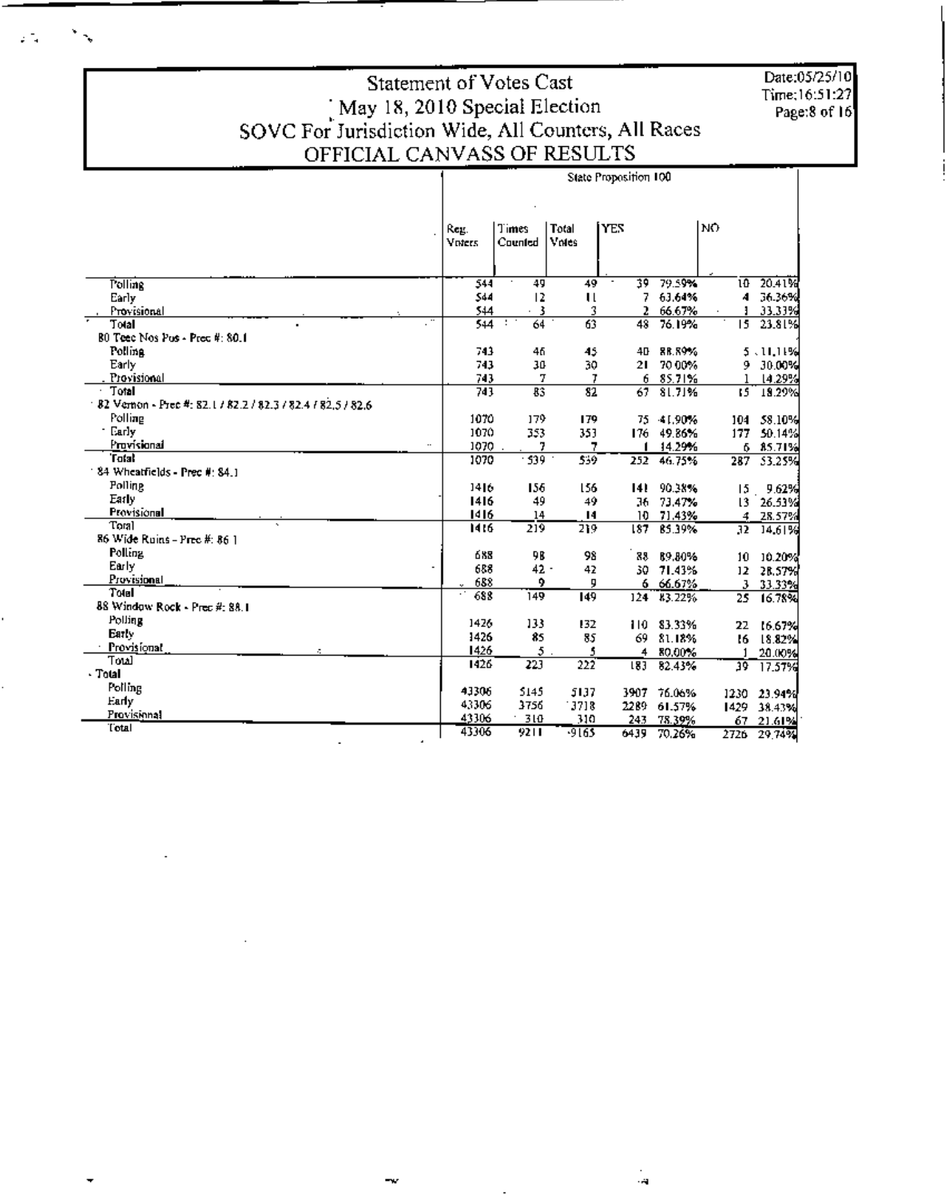# Statement of Votes Cast
## May 18, 2010 Special Election
## SOVC For Jurisdiction Wide, All Counters, All Races
## OFFICIAL CANVASS OF RESULTS

Date:05/25/10
Time:16:51:27
Page:8 of 16

| | State Proposition 100 | | | | | | |
|---|---|---|---|---|---|---|---|
| | Reg. Voters | Times Counted | Total Votes | YES | | NO | |
| Polling | 544 | 49 | 49 | 39 | 79.59% | 10 | 20.41% |
| Early | 544 | 12 | 11 | 7 | 63.64% | 4 | 36.36% |
| Provisional | 544 | 3 | 3 | 2 | 66.67% | 1 | 33.33% |
| Total | 544 | 64 | 63 | 48 | 76.19% | 15 | 23.81% |
| 80 Teec Nos Pos - Prec #: 80.1 | | | | | | | |
| Polling | 743 | 46 | 45 | 40 | 88.89% | 5 | 11.11% |
| Early | 743 | 30 | 30 | 21 | 70.00% | 9 | 30.00% |
| Provisional | 743 | 7 | 7 | 6 | 85.71% | 1 | 14.29% |
| Total | 743 | 83 | 82 | 67 | 81.71% | 15 | 18.29% |
| 82 Vernon - Prec #: 82.1 / 82.2 / 82.3 / 82.4 / 82.5 / 82.6 | | | | | | | |
| Polling | 1070 | 179 | 179 | 75 | 41.90% | 104 | 58.10% |
| Early | 1070 | 353 | 353 | 176 | 49.86% | 177 | 50.14% |
| Provisional | 1070 | 7 | 7 | 1 | 14.29% | 6 | 85.71% |
| Total | 1070 | 539 | 539 | 252 | 46.75% | 287 | 53.25% |
| 84 Wheatfields - Prec #: 84.1 | | | | | | | |
| Polling | 1416 | 156 | 156 | 141 | 90.38% | 15 | 9.62% |
| Early | 1416 | 49 | 49 | 36 | 73.47% | 13 | 26.53% |
| Provisional | 1416 | 14 | 14 | 10 | 71.43% | 4 | 28.57% |
| Total | 1416 | 219 | 219 | 187 | 85.39% | 32 | 14.61% |
| 86 Wide Ruins - Prec #: 86.1 | | | | | | | |
| Polling | 688 | 98 | 98 | 88 | 89.80% | 10 | 10.20% |
| Early | 688 | 42 | 42 | 30 | 71.43% | 12 | 28.57% |
| Provisional | 688 | 9 | 9 | 6 | 66.67% | 3 | 33.33% |
| Total | 688 | 149 | 149 | 124 | 83.22% | 25 | 16.78% |
| 88 Window Rock - Prec #: 88.1 | | | | | | | |
| Polling | 1426 | 133 | 132 | 110 | 83.33% | 22 | 16.67% |
| Early | 1426 | 85 | 85 | 69 | 81.18% | 16 | 18.82% |
| Provisional | 1426 | 5 | 5 | 4 | 80.00% | 1 | 20.00% |
| Total | 1426 | 223 | 222 | 183 | 82.43% | 39 | 17.57% |
| Total | | | | | | | |
| Polling | 43306 | 5145 | 5137 | 3907 | 76.06% | 1230 | 23.94% |
| Early | 43306 | 3756 | 3718 | 2289 | 61.57% | 1429 | 38.43% |
| Provisional | 43306 | 310 | 310 | 243 | 78.39% | 67 | 21.61% |
| Total | 43306 | 9211 | 9165 | 6439 | 70.26% | 2726 | 29.74% |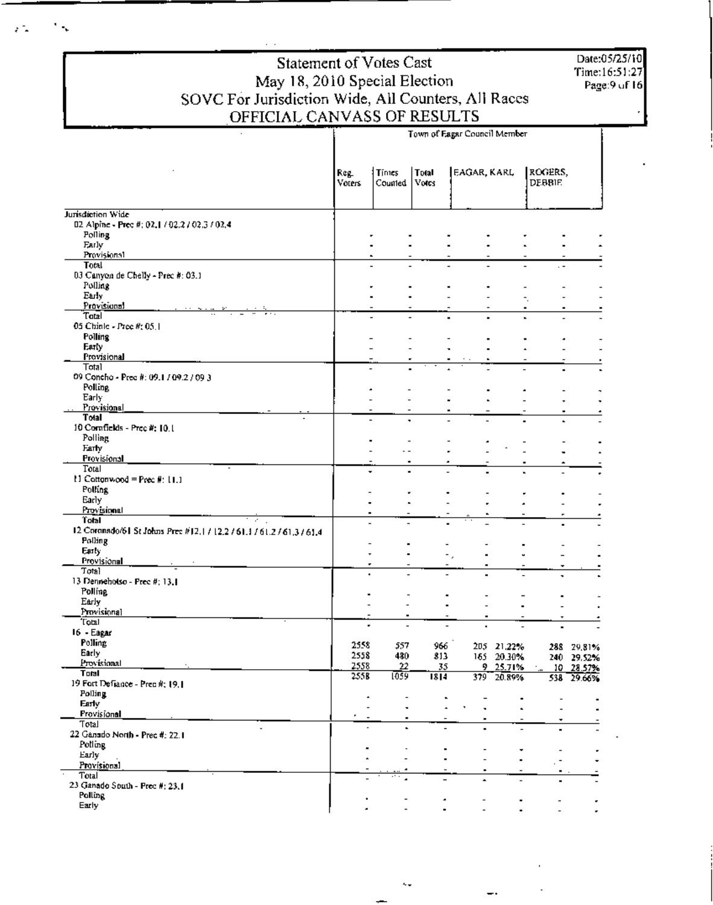# Statement of Votes Cast
## May 18, 2010 Special Election
## SOVC For Jurisdiction Wide, All Counters, All Races
## OFFICIAL CANVASS OF RESULTS

Date:05/25/10
Time:16:51:27

| | Reg. Voters | Times Counted | Total Votes | EAGAR, KARL | | ROGERS, DEBBIE | |
|---|---|---|---|---|---|---|---|
| | Town of Eagar Council Member | | | | | | |
| **Jurisdiction Wide** | | | | | | | |
| 02 Alpine - Prec #: 02.1 / 02.2 / 02.3 / 02.4 | | | | | | | |
| Polling | - | - | - | - | - | - | - |
| Early | - | - | - | - | - | - | - |
| Provisional | - | - | - | - | - | - | - |
| Total | - | - | - | - | - | - | - |
| 03 Canyon de Chelly - Prec #: 03.1 | | | | | | | |
| Polling | - | - | - | - | - | - | - |
| Early | - | - | - | - | - | - | - |
| Provisional | - | - | - | - | - | - | - |
| Total | - | - | - | - | - | - | - |
| 05 Chinle - Prec #: 05.1 | | | | | | | |
| Polling | - | - | - | - | - | - | - |
| Early | - | - | - | - | - | - | - |
| Provisional | - | - | - | - | - | - | - |
| Total | - | - | - | - | - | - | - |
| 09 Concho - Prec #: 09.1 / 09.2 / 09.3 | | | | | | | |
| Polling | - | - | - | - | - | - | - |
| Early | - | - | - | - | - | - | - |
| Provisional | - | - | - | - | - | - | - |
| Total | - | - | - | - | - | - | - |
| 10 Cornfields - Prec #: 10.1 | | | | | | | |
| Polling | - | - | - | - | - | - | - |
| Early | - | - | - | - | - | - | - |
| Provisional | - | - | - | - | - | - | - |
| Total | - | - | - | - | - | - | - |
| 11 Cottonwood = Prec #: 11.1 | | | | | | | |
| Polling | - | - | - | - | - | - | - |
| Early | - | - | - | - | - | - | - |
| Provisional | - | - | - | - | - | - | - |
| Total | - | - | - | - | - | - | - |
| 12 Coronado/61 St Johns Prec #12.1 / 12.2 / 61.1 / 61.2 / 61.3 / 61.4 | | | | | | | |
| Polling | - | - | - | - | - | - | - |
| Early | - | - | - | - | - | - | - |
| Provisional | - | - | - | - | - | - | - |
| Total | - | - | - | - | - | - | - |
| 13 Dennehotso - Prec #: 13.1 | | | | | | | |
| Polling | - | - | - | - | - | - | - |
| Early | - | - | - | - | - | - | - |
| Provisional | - | - | - | - | - | - | - |
| Total | - | - | - | - | - | - | - |
| 16 - Eagar | | | | | | | |
| Polling | 2558 | 557 | 966 | 205 | 21.22% | 288 | 29.81% |
| Early | 2558 | 480 | 813 | 165 | 20.30% | 240 | 29.52% |
| Provisional | 2558 | 22 | 35 | 9 | 25.71% | 10 | 28.57% |
| Total | 2558 | 1059 | 1814 | 379 | 20.89% | 538 | 29.66% |
| 19 Fort Defiance - Prec #: 19.1 | | | | | | | |
| Polling | - | - | - | - | - | - | - |
| Early | - | - | - | - | - | - | - |
| Provisional | - | - | - | - | - | - | - |
| Total | - | - | - | - | - | - | - |
| 22 Ganado North - Prec #: 22.1 | | | | | | | |
| Polling | - | - | - | - | - | - | - |
| Early | - | - | - | - | - | - | - |
| Provisional | - | - | - | - | - | - | - |
| Total | - | - | - | - | - | - | - |
| 23 Ganado South - Prec #: 23.1 | | | | | | | |
| Polling | - | - | - | - | - | - | - |
| Early | - | - | - | - | - | - | - |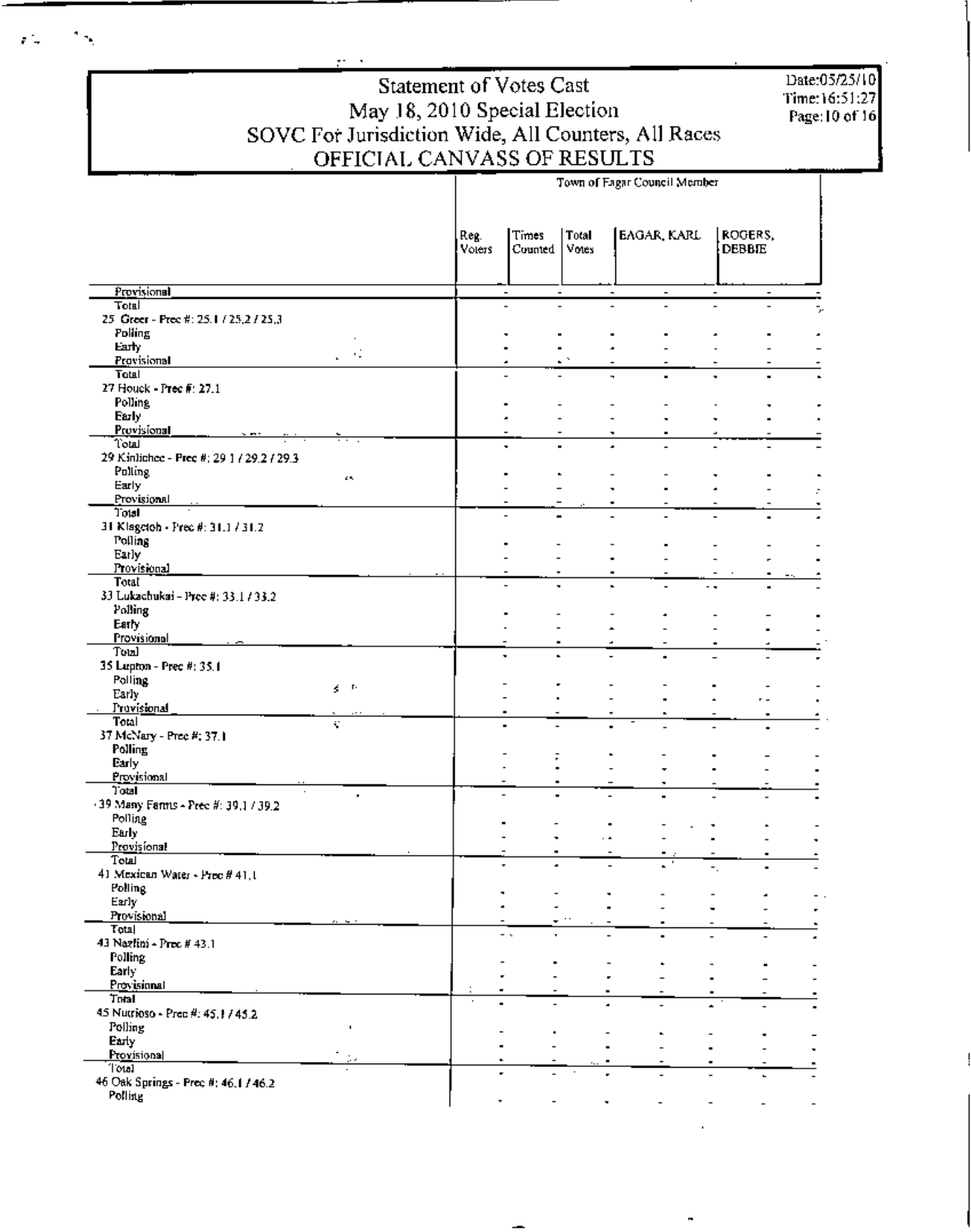# Statement of Votes Cast
## May 18, 2010 Special Election
## SOVC For Jurisdiction Wide, All Counters, All Races
## OFFICIAL CANVASS OF RESULTS

Date:05/25/10
Time:16:51:27

| | Town of Eagar Council Member | | | | | | | | |
|---|---|---|---|---|---|---|---|---|---|
| | Reg. Voters | Times Counted | Total Votes | EAGAR, KARL | | ROGERS, DEBBIE | | | |
| Provisional | | - | - | - | - | - | - | - | - |
| Total | | - | - | - | - | - | - | - | - |
| 25 Greer - Prec #: 25.1 / 25.2 / 25.3 | | | | | | | | | |
| Polling | | - | - | - | - | - | - | - | - |
| Early | | - | - | - | - | - | - | - | - |
| Provisional | | - | - | - | - | - | - | - | - |
| Total | | - | - | - | - | - | - | - | - |
| 27 Houck - Prec #: 27.1 | | | | | | | | | |
| Polling | | - | - | - | - | - | - | - | - |
| Early | | - | - | - | - | - | - | - | - |
| Provisional | | - | - | - | - | - | - | - | - |
| Total | | - | - | - | - | - | - | - | - |
| 29 Kinlichee - Prec #: 29.1 / 29.2 / 29.3 | | | | | | | | | |
| Polling | | - | - | - | - | - | - | - | - |
| Early | | - | - | - | - | - | - | - | - |
| Provisional | | - | - | - | - | - | - | - | - |
| Total | | - | - | - | - | - | - | - | - |
| 31 Klagetoh - Prec #: 31.1 / 31.2 | | | | | | | | | |
| Polling | | - | - | - | - | - | - | - | - |
| Early | | - | - | - | - | - | - | - | - |
| Provisional | | - | - | - | - | - | - | - | - |
| Total | | - | - | - | - | - | - | - | - |
| 33 Lukachukai - Prec #: 33.1 / 33.2 | | | | | | | | | |
| Polling | | - | - | - | - | - | - | - | - |
| Early | | - | - | - | - | - | - | - | - |
| Provisional | | - | - | - | - | - | - | - | - |
| Total | | - | - | - | - | - | - | - | - |
| 35 Lupton - Prec #: 35.1 | | | | | | | | | |
| Polling | | - | - | - | - | - | - | - | - |
| Early | | - | - | - | - | - | - | - | - |
| Provisional | | - | - | - | - | - | - | - | - |
| Total | | - | - | - | - | - | - | - | - |
| 37 McNary - Prec #: 37.1 | | | | | | | | | |
| Polling | | - | - | - | - | - | - | - | - |
| Early | | - | - | - | - | - | - | - | - |
| Provisional | | - | - | - | - | - | - | - | - |
| Total | | - | - | - | - | - | - | - | - |
| 39 Many Farms - Prec #: 39.1 / 39.2 | | | | | | | | | |
| Polling | | - | - | - | - | - | - | - | - |
| Early | | - | - | - | - | - | - | - | - |
| Provisional | | - | - | - | - | - | - | - | - |
| Total | | - | - | - | - | - | - | - | - |
| 41 Mexican Water - Prec # 41.1 | | | | | | | | | |
| Polling | | - | - | - | - | - | - | - | - |
| Early | | - | - | - | - | - | - | - | - |
| Provisional | | - | - | - | - | - | - | - | - |
| Total | | - | - | - | - | - | - | - | - |
| 43 Nazlini - Prec # 43.1 | | | | | | | | | |
| Polling | | - | - | - | - | - | - | - | - |
| Early | | - | - | - | - | - | - | - | - |
| Provisional | | - | - | - | - | - | - | - | - |
| Total | | - | - | - | - | - | - | - | - |
| 45 Nutrioso - Prec #: 45.1 / 45.2 | | | | | | | | | |
| Polling | | - | - | - | - | - | - | - | - |
| Early | | - | - | - | - | - | - | - | - |
| Provisional | | - | - | - | - | - | - | - | - |
| Total | | - | - | - | - | - | - | - | - |
| 46 Oak Springs - Prec #: 46.1 / 46.2 | | | | | | | | | |
| Polling | | - | - | - | - | - | - | - | - |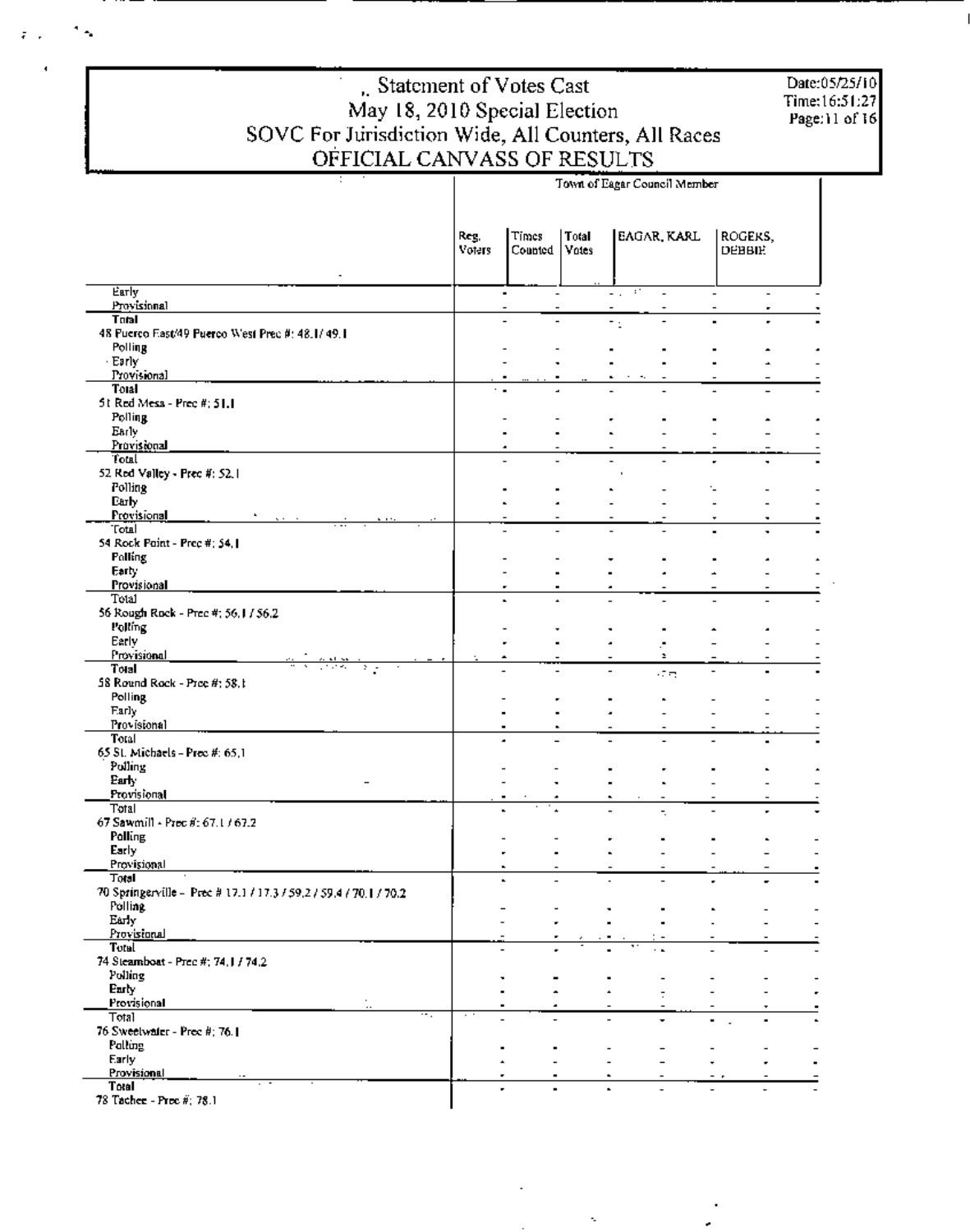# Statement of Votes Cast
## May 18, 2010 Special Election
## SOVC For Jurisdiction Wide, All Counters, All Races
## OFFICIAL CANVASS OF RESULTS

Date:05/25/10
Time:16:51:27

| | Reg. Voters | Times Counted | Total Votes | EAGAR, KARL | | ROGERS, DEBBIE | |
|---|---|---|---|---|---|---|---|
| | | | Town of Eagar Council Member | | | | |
| Early | - | - | - | - | - | - | - |
| Provisional | - | - | - | - | - | - | - |
| Total | - | - | - | - | - | - | - |
| 48 Puerco East/49 Puerco West Prec #: 48.1 / 49.1 | | | | | | | |
| Polling | - | - | - | - | - | - | - |
| Early | - | - | - | - | - | - | - |
| Provisional | - | - | - | - | - | - | - |
| Total | - | - | - | - | - | - | - |
| 51 Red Mesa - Prec #: 51.1 | | | | | | | |
| Polling | - | - | - | - | - | - | - |
| Early | - | - | - | - | - | - | - |
| Provisional | - | - | - | - | - | - | - |
| Total | - | - | - | - | - | - | - |
| 52 Red Valley - Prec #: 52.1 | | | | | | | |
| Polling | - | - | - | - | - | - | - |
| Early | - | - | - | - | - | - | - |
| Provisional | - | - | - | - | - | - | - |
| Total | - | - | - | - | - | - | - |
| 54 Rock Point - Prec #: 54.1 | | | | | | | |
| Polling | - | - | - | - | - | - | - |
| Early | - | - | - | - | - | - | - |
| Provisional | - | - | - | - | - | - | - |
| Total | - | - | - | - | - | - | - |
| 56 Rough Rock - Prec #: 56.1 / 56.2 | | | | | | | |
| Polling | - | - | - | - | - | - | - |
| Early | - | - | - | - | - | - | - |
| Provisional | - | - | - | - | - | - | - |
| Total | - | - | - | - | - | - | - |
| 58 Round Rock - Prec #: 58.1 | | | | | | | |
| Polling | - | - | - | - | - | - | - |
| Early | - | - | - | - | - | - | - |
| Provisional | - | - | - | - | - | - | - |
| Total | - | - | - | - | - | - | - |
| 65 St. Michaels - Prec #: 65.1 | | | | | | | |
| Polling | - | - | - | - | - | - | - |
| Early | - | - | - | - | - | - | - |
| Provisional | - | - | - | - | - | - | - |
| Total | - | - | - | - | - | - | - |
| 67 Sawmill - Prec #: 67.1 / 67.2 | | | | | | | |
| Polling | - | - | - | - | - | - | - |
| Early | - | - | - | - | - | - | - |
| Provisional | - | - | - | - | - | - | - |
| Total | - | - | - | - | - | - | - |
| 70 Springerville - Prec # 17.1 / 17.3 / 59.2 / 59.4 / 70.1 / 70.2 | | | | | | | |
| Polling | - | - | - | - | - | - | - |
| Early | - | - | - | - | - | - | - |
| Provisional | - | - | - | - | - | - | - |
| Total | - | - | - | - | - | - | - |
| 74 Steamboat - Prec #: 74.1 / 74.2 | | | | | | | |
| Polling | - | - | - | - | - | - | - |
| Early | - | - | - | - | - | - | - |
| Provisional | - | - | - | - | - | - | - |
| Total | - | - | - | - | - | - | - |
| 76 Sweetwater - Prec #: 76.1 | | | | | | | |
| Polling | - | - | - | - | - | - | - |
| Early | - | - | - | - | - | - | - |
| Provisional | - | - | - | - | - | - | - |
| Total | - | - | - | - | - | - | - |
| 78 Tachee - Prec #: 78.1 | | | | | | | |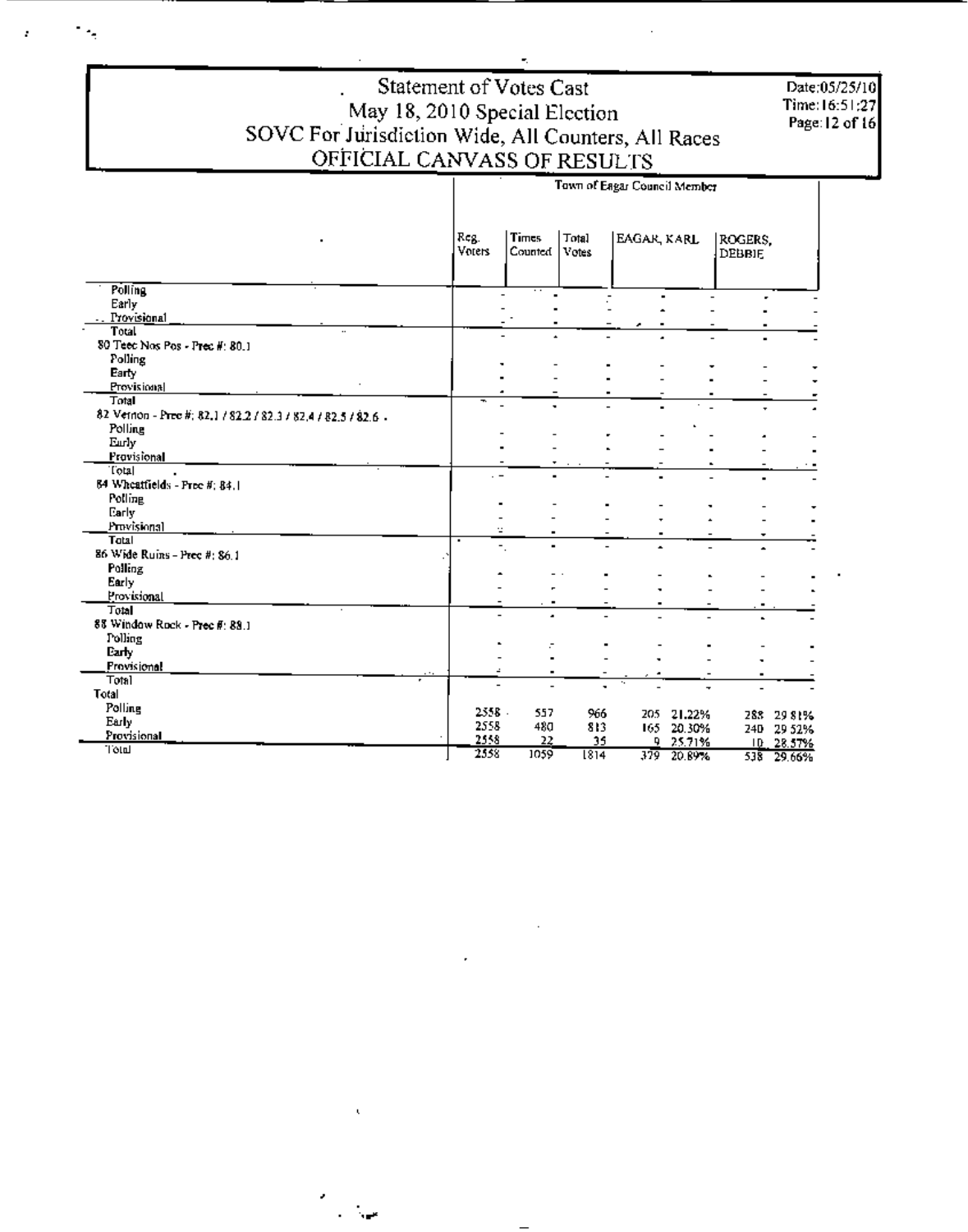# Statement of Votes Cast
## May 18, 2010 Special Election
## SOVC For Jurisdiction Wide, All Counters, All Races
## OFFICIAL CANVASS OF RESULTS

Date:05/25/10
Time:16:51:27

| | Reg. Voters | Times Counted | Total Votes | EAGAR, KARL | | ROGERS, DEBBIE | |
|---|---|---|---|---|---|---|---|
| | **Town of Eagar Council Member** | | | | | | |
| Polling | - | - | - | - | - | - | - |
| Early | - | - | - | - | - | - | - |
| Provisional | - | - | - | - | - | - | - |
| Total | - | - | - | - | - | - | - |
| 80 Teec Nos Pos - Prec #: 80.1 | | | | | | | |
| Polling | - | - | - | - | - | - | - |
| Early | - | - | - | - | - | - | - |
| Provisional | - | - | - | - | - | - | - |
| Total | - | - | - | - | - | - | - |
| 82 Vernon - Prec #: 82.1 / 82.2 / 82.3 / 82.4 / 82.5 / 82.6 | | | | | | | |
| Polling | - | - | - | - | - | - | - |
| Early | - | - | - | - | - | - | - |
| Provisional | - | - | - | - | - | - | - |
| Total | - | - | - | - | - | - | - |
| 84 Wheatfields - Prec #: 84.1 | | | | | | | |
| Polling | - | - | - | - | - | - | - |
| Early | - | - | - | - | - | - | - |
| Provisional | - | - | - | - | - | - | - |
| Total | - | - | - | - | - | - | - |
| 86 Wide Ruins - Prec #: 86.1 | | | | | | | |
| Polling | - | - | - | - | - | - | - |
| Early | - | - | - | - | - | - | - |
| Provisional | - | - | - | - | - | - | - |
| Total | - | - | - | - | - | - | - |
| 88 Window Rock - Prec #: 88.1 | | | | | | | |
| Polling | - | - | - | - | - | - | - |
| Early | - | - | - | - | - | - | - |
| Provisional | - | - | - | - | - | - | - |
| Total | - | - | - | - | - | - | - |
| Total | | | | | | | |
| Polling | 2558 | 557 | 966 | 205 | 21.22% | 288 | 29.81% |
| Early | 2558 | 480 | 813 | 165 | 20.30% | 240 | 29.52% |
| Provisional | 2558 | 22 | 35 | 9 | 25.71% | 10 | 28.57% |
| Total | 2558 | 1059 | 1814 | 379 | 20.89% | 538 | 29.66% |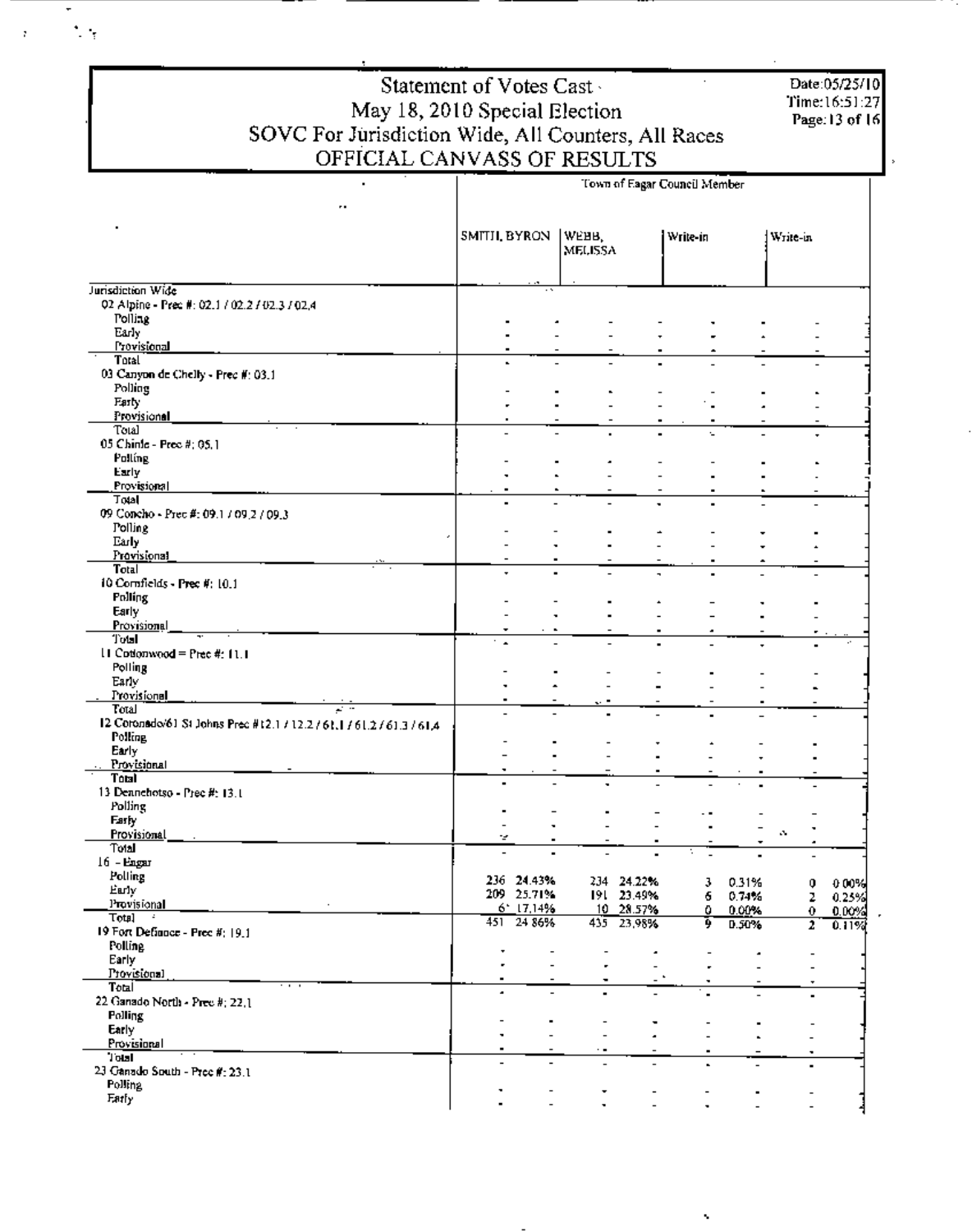# Statement of Votes Cast
## May 18, 2010 Special Election
## SOVC For Jurisdiction Wide, All Counters, All Races
## OFFICIAL CANVASS OF RESULTS

Date:05/25/10
Time:16:51:27

| | Town of Eagar Council Member | | | | | | | |
|---|---|---|---|---|---|---|---|---|
| | SMITH, BYRON | | WEBB, MELISSA | | Write-in | | Write-in | |
| **Jurisdiction Wide** | | | | | | | | |
| 02 Alpine - Prec #: 02.1 / 02.2 / 02.3 / 02.4 | | | | | | | | |
| Polling | - | - | - | - | - | - | - | - |
| Early | - | - | - | - | - | - | - | - |
| Provisional | - | - | - | - | - | - | - | - |
| Total | - | - | - | - | - | - | - | - |
| 03 Canyon de Chelly - Prec #: 03.1 | | | | | | | | |
| Polling | - | - | - | - | - | - | - | - |
| Early | - | - | - | - | - | - | - | - |
| Provisional | - | - | - | - | - | - | - | - |
| Total | - | - | - | - | - | - | - | - |
| 05 Chinle - Prec #: 05.1 | | | | | | | | |
| Polling | - | - | - | - | - | - | - | - |
| Early | - | - | - | - | - | - | - | - |
| Provisional | - | - | - | - | - | - | - | - |
| Total | - | - | - | - | - | - | - | - |
| 09 Concho - Prec #: 09.1 / 09.2 / 09.3 | | | | | | | | |
| Polling | - | - | - | - | - | - | - | - |
| Early | - | - | - | - | - | - | - | - |
| Provisional | - | - | - | - | - | - | - | - |
| Total | - | - | - | - | - | - | - | - |
| 10 Cornfields - Prec #: 10.1 | | | | | | | | |
| Polling | - | - | - | - | - | - | - | - |
| Early | - | - | - | - | - | - | - | - |
| Provisional | - | - | - | - | - | - | - | - |
| Total | - | - | - | - | - | - | - | - |
| 11 Cottonwood - Prec #: 11.1 | | | | | | | | |
| Polling | - | - | - | - | - | - | - | - |
| Early | - | - | - | - | - | - | - | - |
| Provisional | - | - | - | - | - | - | - | - |
| Total | - | - | - | - | - | - | - | - |
| 12 Coronado/61 St Johns Prec #12.1 / 12.2 / 61.1 / 61.2 / 61.3 / 61.4 | | | | | | | | |
| Polling | - | - | - | - | - | - | - | - |
| Early | - | - | - | - | - | - | - | - |
| Provisional | - | - | - | - | - | - | - | - |
| Total | - | - | - | - | - | - | - | - |
| 13 Dennehotso - Prec #: 13.1 | | | | | | | | |
| Polling | - | - | - | - | - | - | - | - |
| Early | - | - | - | - | - | - | - | - |
| Provisional | - | - | - | - | - | - | - | - |
| Total | - | - | - | - | - | - | - | - |
| 16 - Eagar | | | | | | | | |
| Polling | 236 | 24.43% | 234 | 24.22% | 3 | 0.31% | 0 | 0.00% |
| Early | 209 | 25.71% | 191 | 23.49% | 6 | 0.74% | 2 | 0.25% |
| Provisional | 6 | 17.14% | 10 | 28.57% | 0 | 0.00% | 0 | 0.00% |
| Total | 451 | 24.86% | 435 | 23.98% | 9 | 0.50% | 2 | 0.11% |
| 19 Fort Defiance - Prec #: 19.1 | | | | | | | | |
| Polling | - | - | - | - | - | - | - | - |
| Early | - | - | - | - | - | - | - | - |
| Provisional | - | - | - | - | - | - | - | - |
| Total | - | - | - | - | - | - | - | - |
| 22 Ganado North - Prec #: 22.1 | | | | | | | | |
| Polling | - | - | - | - | - | - | - | - |
| Early | - | - | - | - | - | - | - | - |
| Provisional | - | - | - | - | - | - | - | - |
| Total | - | - | - | - | - | - | - | - |
| 23 Ganado South - Prec #: 23.1 | | | | | | | | |
| Polling | - | - | - | - | - | - | - | - |
| Early | - | - | - | - | - | - | - | - |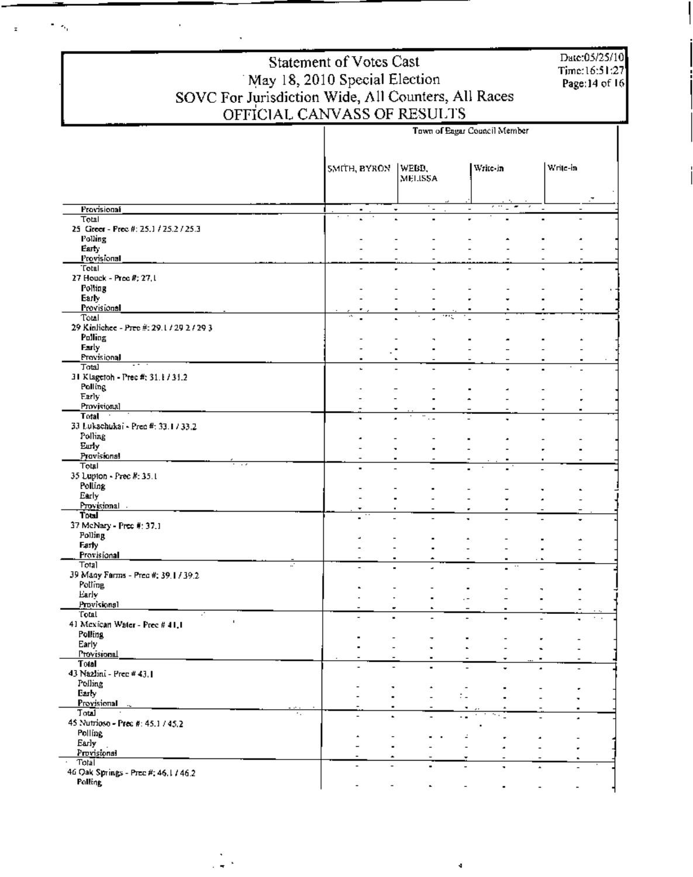# Statement of Votes Cast
## May 18, 2010 Special Election
## SOVC For Jurisdiction Wide, All Counters, All Races
## OFFICIAL CANVASS OF RESULTS

Date:05/25/10
Time:16:51:27

| | Town of Eagar Council Member | | | | | | | |
|---|---|---|---|---|---|---|---|---|
| | SMITH, BYRON | | WEBB, MELISSA | | Write-in | | Write-in | |
| Provisional | - | - | - | - | - | - | - | - |
| Total | - | - | - | - | - | - | - | - |
| 25 Greer - Prec #: 25.1 / 25.2 / 25.3 | | | | | | | | |
| Polling | - | - | - | - | - | - | - | - |
| Early | - | - | - | - | - | - | - | - |
| Provisional | - | - | - | - | - | - | - | - |
| Total | - | - | - | - | - | - | - | - |
| 27 Houck - Prec #: 27.1 | | | | | | | | |
| Polling | - | - | - | - | - | - | - | - |
| Early | - | - | - | - | - | - | - | - |
| Provisional | - | - | - | - | - | - | - | - |
| Total | - | - | - | - | - | - | - | - |
| 29 Kinlichee - Prec #: 29.1 / 29.2 / 29.3 | | | | | | | | |
| Polling | - | - | - | - | - | - | - | - |
| Early | - | - | - | - | - | - | - | - |
| Provisional | - | - | - | - | - | - | - | - |
| Total | - | - | - | - | - | - | - | - |
| 31 Klagetoh - Prec #: 31.1 / 31.2 | | | | | | | | |
| Polling | - | - | - | - | - | - | - | - |
| Early | - | - | - | - | - | - | - | - |
| Provisional | - | - | - | - | - | - | - | - |
| Total | - | - | - | - | - | - | - | - |
| 33 Lukachukai - Prec #: 33.1 / 33.2 | | | | | | | | |
| Polling | - | - | - | - | - | - | - | - |
| Early | - | - | - | - | - | - | - | - |
| Provisional | - | - | - | - | - | - | - | - |
| Total | - | - | - | - | - | - | - | - |
| 35 Lupton - Prec #: 35.1 | | | | | | | | |
| Polling | - | - | - | - | - | - | - | - |
| Early | - | - | - | - | - | - | - | - |
| Provisional | - | - | - | - | - | - | - | - |
| Total | - | - | - | - | - | - | - | - |
| 37 McNary - Prec #: 37.1 | | | | | | | | |
| Polling | - | - | - | - | - | - | - | - |
| Early | - | - | - | - | - | - | - | - |
| Provisional | - | - | - | - | - | - | - | - |
| Total | - | - | - | - | - | - | - | - |
| 39 Many Farms - Prec #: 39.1 / 39.2 | | | | | | | | |
| Polling | - | - | - | - | - | - | - | - |
| Early | - | - | - | - | - | - | - | - |
| Provisional | - | - | - | - | - | - | - | - |
| Total | - | - | - | - | - | - | - | - |
| 41 Mexican Water - Prec # 41.1 | | | | | | | | |
| Polling | - | - | - | - | - | - | - | - |
| Early | - | - | - | - | - | - | - | - |
| Provisional | - | - | - | - | - | - | - | - |
| Total | - | - | - | - | - | - | - | - |
| 43 Nazlini - Prec # 43.1 | | | | | | | | |
| Polling | - | - | - | - | - | - | - | - |
| Early | - | - | - | - | - | - | - | - |
| Provisional | - | - | - | - | - | - | - | - |
| Total | - | - | - | - | - | - | - | - |
| 45 Nutrioso - Prec #: 45.1 / 45.2 | | | | | | | | |
| Polling | - | - | - | - | - | - | - | - |
| Early | - | - | - | - | - | - | - | - |
| Provisional | - | - | - | - | - | - | - | - |
| Total | - | - | - | - | - | - | - | - |
| 46 Oak Springs - Prec #: 46.1 / 46.2 | | | | | | | | |
| Polling | - | - | - | - | - | - | - | - |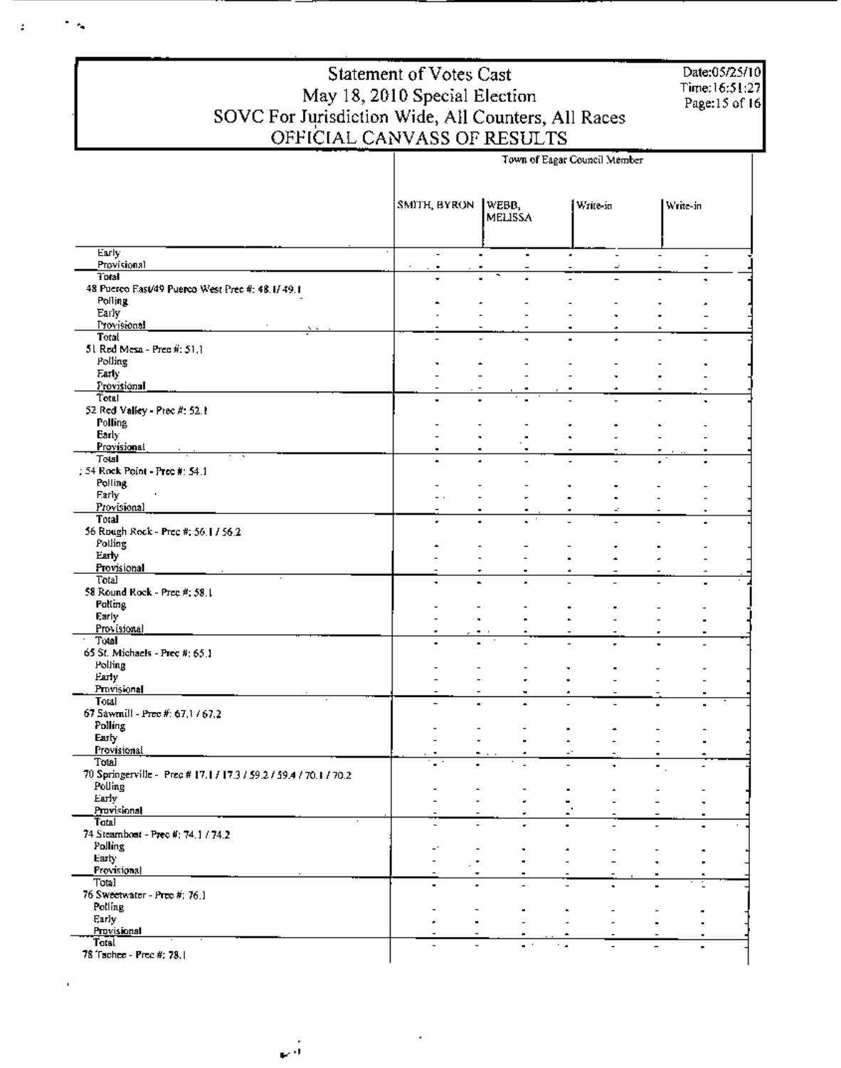# Statement of Votes Cast
## May 18, 2010 Special Election
## SOVC For Jurisdiction Wide, All Counters, All Races
## OFFICIAL CANVASS OF RESULTS

Date:05/25/10
Time:16:51:27

| | Town of Eagar Council Member | | | |
|---|---|---|---|---|
| | SMITH, BYRON | WEBB, MELISSA | Write-in | Write-in |
| Early | - - | - - | - - | - - |
| Provisional | - - | - - | - - | - - |
| Total | - - | - - | - - | - - |
| 48 Puerco East/49 Puerco West Prec #: 48.1/49.1 | | | | |
| Polling | - - | - - | - - | - - |
| Early | - - | - - | - - | - - |
| Provisional | - - | - - | - - | - - |
| Total | - - | - - | - - | - - |
| 51 Red Mesa - Prec #: 51.1 | | | | |
| Polling | - - | - - | - - | - - |
| Early | - - | - - | - - | - - |
| Provisional | - - | - - | - - | - - |
| Total | - - | - - | - - | - - |
| 52 Red Valley - Prec #: 52.1 | | | | |
| Polling | - - | - - | - - | - - |
| Early | - - | - - | - - | - - |
| Provisional | - - | - - | - - | - - |
| Total | - - | - - | - - | - - |
| 54 Rock Point - Prec #: 54.1 | | | | |
| Polling | - - | - - | - - | - - |
| Early | - - | - - | - - | - - |
| Provisional | - - | - - | - - | - - |
| Total | - - | - - | - - | - - |
| 56 Rough Rock - Prec #: 56.1 / 56.2 | | | | |
| Polling | - - | - - | - - | - - |
| Early | - - | - - | - - | - - |
| Provisional | - - | - - | - - | - - |
| Total | - - | - - | - - | - - |
| 58 Round Rock - Prec #: 58.1 | | | | |
| Polling | - - | - - | - - | - - |
| Early | - - | - - | - - | - - |
| Provisional | - - | - - | - - | - - |
| Total | - - | - - | - - | - - |
| 65 St. Michaels - Prec #: 65.1 | | | | |
| Polling | - - | - - | - - | - - |
| Early | - - | - - | - - | - - |
| Provisional | - - | - - | - - | - - |
| Total | - - | - - | - - | - - |
| 67 Sawmill - Prec #: 67.1 / 67.2 | | | | |
| Polling | - - | - - | - - | - - |
| Early | - - | - - | - - | - - |
| Provisional | - - | - - | - - | - - |
| Total | - - | - - | - - | - - |
| 70 Springerville - Prec # 17.1 / 17.3 / 59.2 / 59.4 / 70.1 / 70.2 | | | | |
| Polling | - - | - - | - - | - - |
| Early | - - | - - | - - | - - |
| Provisional | - - | - - | - - | - - |
| Total | - - | - - | - - | - - |
| 74 Steamboat - Prec #: 74.1 / 74.2 | | | | |
| Polling | - - | - - | - - | - - |
| Early | - - | - - | - - | - - |
| Provisional | - - | - - | - - | - - |
| Total | - - | - - | - - | - - |
| 76 Sweetwater - Prec #: 76.1 | | | | |
| Polling | - - | - - | - - | - - |
| Early | - - | - - | - - | - - |
| Provisional | - - | - - | - - | - - |
| Total | - - | - - | - - | - - |
| 78 Teehee - Prec #: 78.1 | | | | |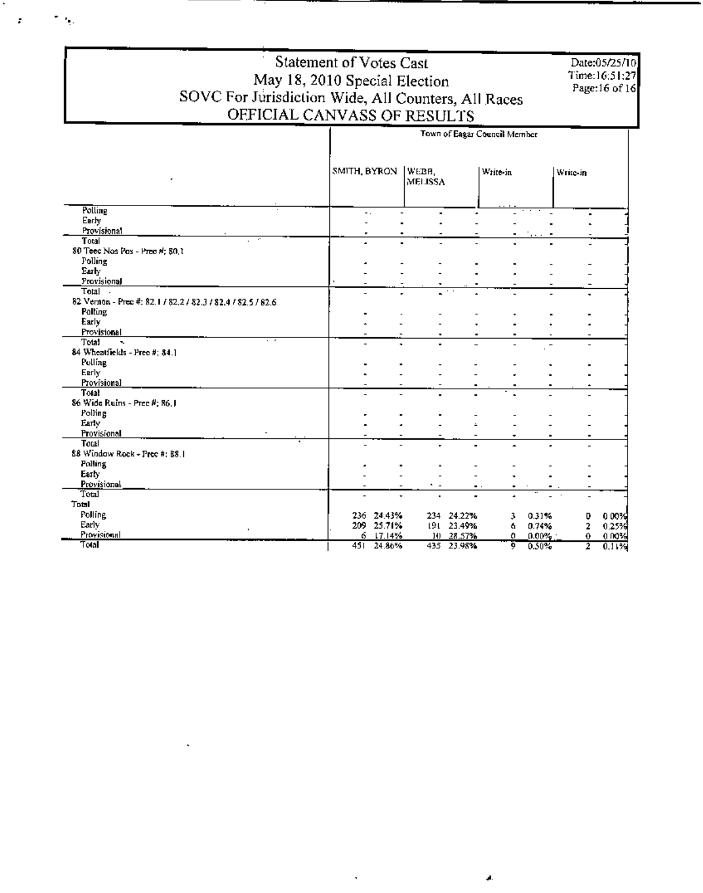# Statement of Votes Cast
## May 18, 2010 Special Election
## SOVC For Jurisdiction Wide, All Counters, All Races
## OFFICIAL CANVASS OF RESULTS

Date:05/25/10
Time:16:51:27

| | Town of Eagar Council Member | | | | | | | |
|---|---|---|---|---|---|---|---|---|
| | SMITH, BYRON | | WEBB, MELISSA | | Write-in | | Write-in | |
| Polling | - | - | - | - | - | - | - | - |
| Early | - | - | - | - | - | - | - | - |
| Provisional | - | - | - | - | - | - | - | - |
| Total | - | - | - | - | - | - | - | - |
| 80 Teec Nos Pos - Prec #: 80.1 | | | | | | | | |
| Polling | - | - | - | - | - | - | - | - |
| Early | - | - | - | - | - | - | - | - |
| Provisional | - | - | - | - | - | - | - | - |
| Total | - | - | - | - | - | - | - | - |
| 82 Vernon - Prec #: 82.1 / 82.2 / 82.3 / 82.4 / 82.5 / 82.6 | | | | | | | | |
| Polling | - | - | - | - | - | - | - | - |
| Early | - | - | - | - | - | - | - | - |
| Provisional | - | - | - | - | - | - | - | - |
| Total | - | - | - | - | - | - | - | - |
| 84 Wheatfields - Prec #: 84.1 | | | | | | | | |
| Polling | - | - | - | - | - | - | - | - |
| Early | - | - | - | - | - | - | - | - |
| Provisional | - | - | - | - | - | - | - | - |
| Total | - | - | - | - | - | - | - | - |
| 86 Wide Ruins - Prec #: 86.1 | | | | | | | | |
| Polling | - | - | - | - | - | - | - | - |
| Early | - | - | - | - | - | - | - | - |
| Provisional | - | - | - | - | - | - | - | - |
| Total | - | - | - | - | - | - | - | - |
| 88 Window Rock - Prec #: 88.1 | | | | | | | | |
| Polling | - | - | - | - | - | - | - | - |
| Early | - | - | - | - | - | - | - | - |
| Provisional | - | - | - | - | - | - | - | - |
| Total | - | - | - | - | - | - | - | - |
| Total | | | | | | | | |
| Polling | 236 | 24.43% | 234 | 24.22% | 3 | 0.31% | 0 | 0.00% |
| Early | 209 | 25.71% | 191 | 23.49% | 6 | 0.74% | 2 | 0.25% |
| Provisional | 6 | 17.14% | 10 | 28.57% | 0 | 0.00% | 0 | 0.00% |
| Total | 451 | 24.86% | 435 | 23.98% | 9 | 0.50% | 2 | 0.11% |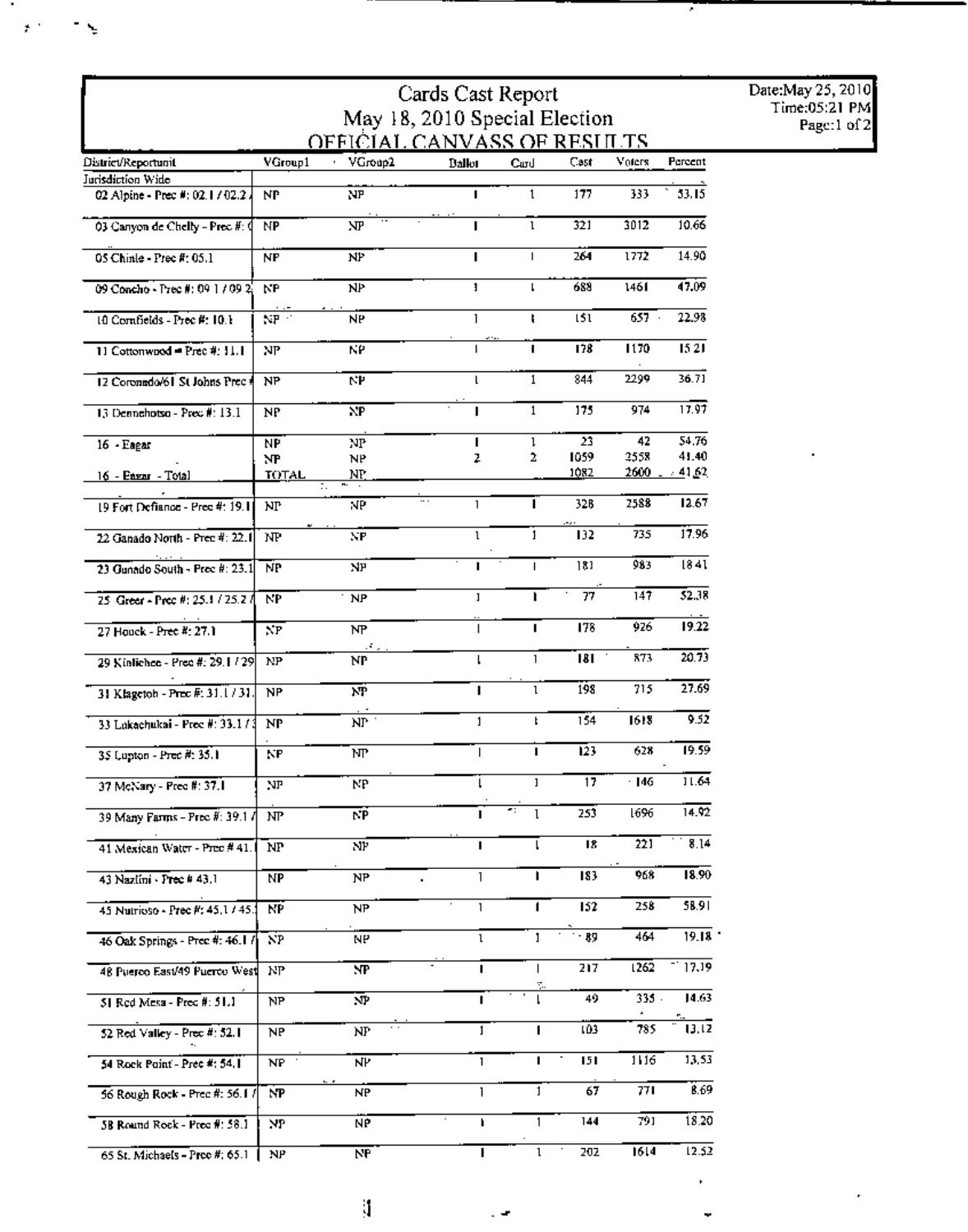# Cards Cast Report

## May 18, 2010 Special Election

### OFFICIAL CANVASS OF RESULTS

Date: May 25, 2010
Time: 05:21 PM
Page: 1 of 2

| District/Reportunit | VGroup1 | VGroup2 | Ballot | Card | Cast | Voters | Percent |
|---|---|---|---|---|---|---|---|
| Jurisdiction Wide | | | | | | | |
| 02 Alpine - Prec #: 02.1 / 02.2 | NP | NP | 1 | 1 | 177 | 333 | 53.15 |
| 03 Canyon de Chelly - Prec #: 0 | NP | NP | 1 | 1 | 321 | 3012 | 10.66 |
| 05 Chinle - Prec #: 05.1 | NP | NP | 1 | 1 | 264 | 1772 | 14.90 |
| 09 Concho - Prec #: 09.1 / 09.2 | NP | NP | 1 | 1 | 688 | 1461 | 47.09 |
| 10 Cornfields - Prec #: 10.1 | NP | NP | 1 | 1 | 151 | 657 | 22.98 |
| 11 Cottonwood - Prec #: 11.1 | NP | NP | 1 | 1 | 178 | 1170 | 15.21 |
| 12 Coronado/61 St Johns Prec # | NP | NP | 1 | 1 | 844 | 2299 | 36.71 |
| 13 Dennehotso - Prec #: 13.1 | NP | NP | 1 | 1 | 175 | 974 | 17.97 |
| 16 - Eagar | NP | NP | 1 | 1 | 23 | 42 | 54.76 |
| | NP | NP | 2 | 2 | 1059 | 2558 | 41.40 |
| 16 - Eagar - Total | TOTAL | NP | | | 1082 | 2600 | 41.62 |
| 19 Fort Defiance - Prec #: 19.1 | NP | NP | 1 | 1 | 328 | 2588 | 12.67 |
| 22 Ganado North - Prec #: 22.1 | NP | NP | 1 | 1 | 132 | 735 | 17.96 |
| 23 Ganado South - Prec #: 23.1 | NP | NP | 1 | 1 | 181 | 983 | 18.41 |
| 25 Greer - Prec #: 25.1 / 25.2 / | NP | NP | 1 | 1 | 77 | 147 | 52.38 |
| 27 Houck - Prec #: 27.1 | NP | NP | 1 | 1 | 178 | 926 | 19.22 |
| 29 Kinlichee - Prec #: 29.1 / 29 | NP | NP | 1 | 1 | 181 | 873 | 20.73 |
| 31 Klagetoh - Prec #: 31.1 / 31. | NP | NP | 1 | 1 | 198 | 715 | 27.69 |
| 33 Lukachukai - Prec #: 33.1 / 3 | NP | NP | 1 | 1 | 154 | 1618 | 9.52 |
| 35 Lupton - Prec #: 35.1 | NP | NP | 1 | 1 | 123 | 628 | 19.59 |
| 37 McNary - Prec #: 37.1 | NP | NP | 1 | 1 | 17 | 146 | 11.64 |
| 39 Many Farms - Prec #: 39.1 / | NP | NP | 1 | 1 | 253 | 1696 | 14.92 |
| 41 Mexican Water - Prec # 41. | NP | NP | 1 | 1 | 18 | 221 | 8.14 |
| 43 Nazlini - Prec # 43.1 | NP | NP | 1 | 1 | 183 | 968 | 18.90 |
| 45 Nutrioso - Prec #: 45.1 / 45. | NP | NP | 1 | 1 | 152 | 258 | 58.91 |
| 46 Oak Springs - Prec #: 46.1 / | NP | NP | 1 | 1 | 89 | 464 | 19.18 |
| 48 Puerco East/49 Puerco West | NP | NP | 1 | 1 | 217 | 1262 | 17.19 |
| 51 Red Mesa - Prec #: 51.1 | NP | NP | 1 | 1 | 49 | 335 | 14.63 |
| 52 Red Valley - Prec #: 52.1 | NP | NP | 1 | 1 | 103 | 785 | 13.12 |
| 54 Rock Point - Prec #: 54.1 | NP | NP | 1 | 1 | 151 | 1116 | 13.53 |
| 56 Rough Rock - Prec #: 56.1 / | NP | NP | 1 | 1 | 67 | 771 | 8.69 |
| 58 Round Rock - Prec #: 58.1 | NP | NP | 1 | 1 | 144 | 791 | 18.20 |
| 65 St. Michaels - Prec #: 65.1 | NP | NP | 1 | 1 | 202 | 1614 | 12.52 |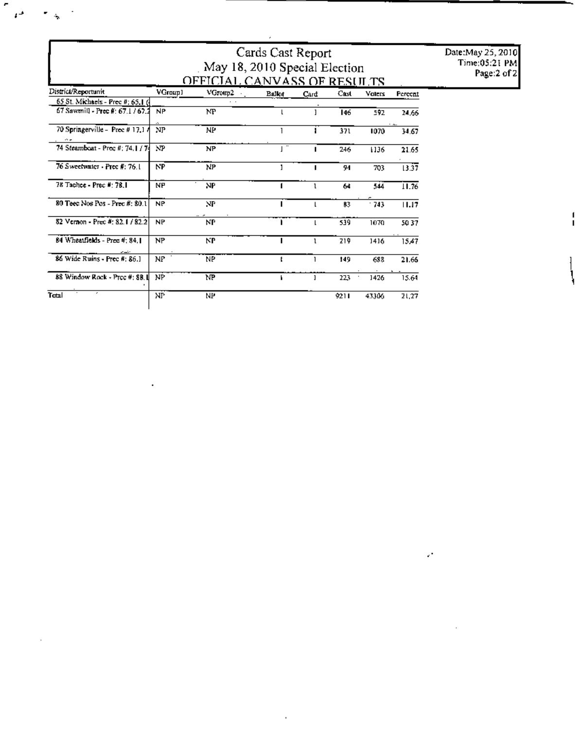# Cards Cast Report
## May 18, 2010 Special Election
## OFFICIAL CANVASS OF RESULTS

Date:May 25, 2010
Time:05:21 PM

| District/Reportunit | VGroup1 | VGroup2 | Ballot | Card | Cast | Voters | Percent |
|---|---|---|---|---|---|---|---|
| 65 St. Michaels - Prec #: 65.1 ( | | | | | | | |
| 67 Sawmill - Prec #: 67.1 / 67.2 | NP | NP | 1 | 1 | 146 | 592 | 24.66 |
| 70 Springerville - Prec # 17.1 / | NP | NP | 1 | 1 | 371 | 1070 | 34.67 |
| 74 Steamboat - Prec #: 74.1 / 74 | NP | NP | 1 | 1 | 246 | 1136 | 21.65 |
| 76 Sweetwater - Prec #: 76.1 | NP | NP | 1 | 1 | 94 | 703 | 13.37 |
| 78 Tachee - Prec #: 78.1 | NP | NP | 1 | 1 | 64 | 544 | 11.76 |
| 80 Teec Nos Pos - Prec #: 80.1 | NP | NP | 1 | 1 | 83 | 743 | 11.17 |
| 82 Vernon - Prec #: 82.1 / 82.2 | NP | NP | 1 | 1 | 539 | 1070 | 50.37 |
| 84 Wheatfields - Prec #: 84.1 | NP | NP | 1 | 1 | 219 | 1416 | 15.47 |
| 86 Wide Ruins - Prec #: 86.1 | NP | NP | 1 | 1 | 149 | 688 | 21.66 |
| 88 Window Rock - Prec #: 88.1 | NP | NP | 1 | 1 | 223 | 1426 | 15.64 |
| Total | NP | NP | | | 9211 | 43306 | 21.27 |